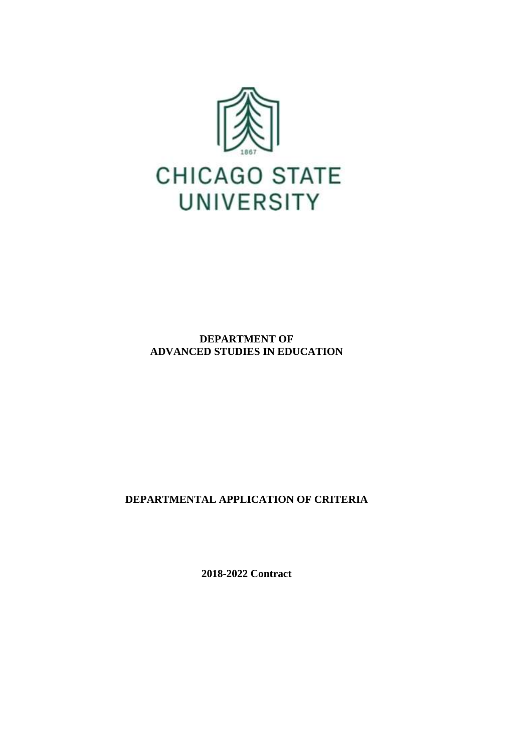CHICAGO STATE UNIVERSITY

**DEPARTMENT OF**
**ADVANCED STUDIES IN EDUCATION**

**DEPARTMENTAL APPLICATION OF CRITERIA**

**2018-2022 Contract**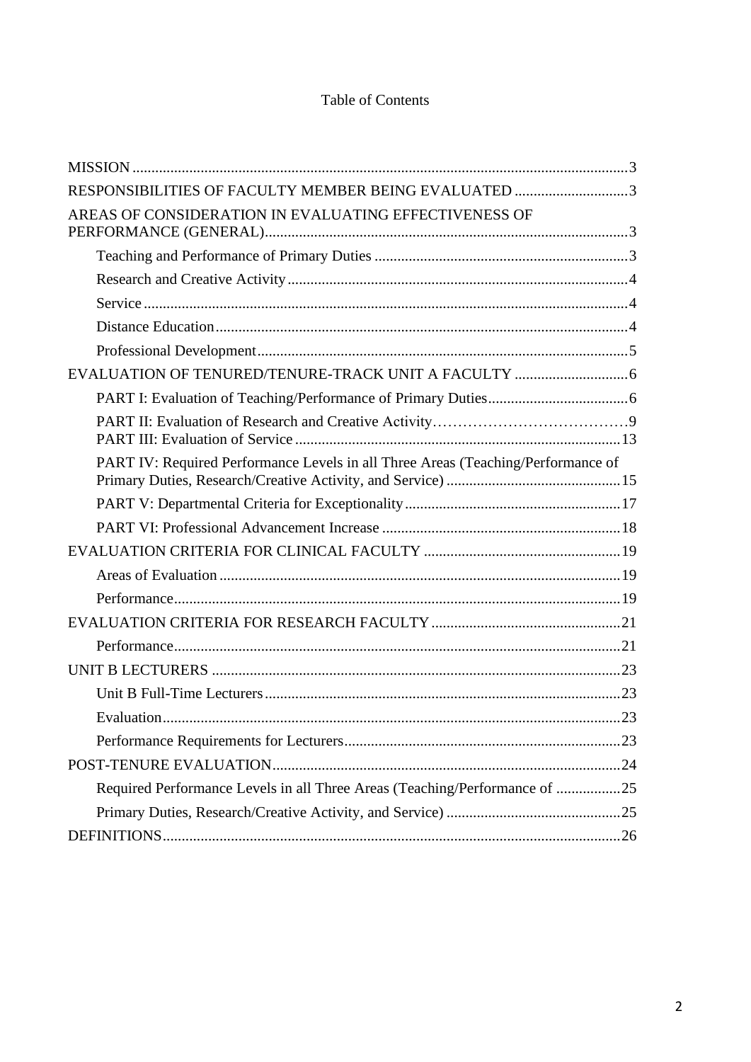Table of Contents

- MISSION ........ 3
- RESPONSIBILITIES OF FACULTY MEMBER BEING EVALUATED ........ 3
- AREAS OF CONSIDERATION IN EVALUATING EFFECTIVENESS OF PERFORMANCE (GENERAL) ........ 3
  - Teaching and Performance of Primary Duties ........ 3
  - Research and Creative Activity ........ 4
  - Service ........ 4
  - Distance Education ........ 4
  - Professional Development ........ 5
- EVALUATION OF TENURED/TENURE-TRACK UNIT A FACULTY ........ 6
  - PART I: Evaluation of Teaching/Performance of Primary Duties ........ 6
  - PART II: Evaluation of Research and Creative Activity ........ 9
  - PART III: Evaluation of Service ........ 13
  - PART IV: Required Performance Levels in all Three Areas (Teaching/Performance of Primary Duties, Research/Creative Activity, and Service) ........ 15
  - PART V: Departmental Criteria for Exceptionality ........ 17
  - PART VI: Professional Advancement Increase ........ 18
- EVALUATION CRITERIA FOR CLINICAL FACULTY ........ 19
  - Areas of Evaluation ........ 19
  - Performance ........ 19
- EVALUATION CRITERIA FOR RESEARCH FACULTY ........ 21
  - Performance ........ 21
- UNIT B LECTURERS ........ 23
  - Unit B Full-Time Lecturers ........ 23
  - Evaluation ........ 23
  - Performance Requirements for Lecturers ........ 23
- POST-TENURE EVALUATION ........ 24
  - Required Performance Levels in all Three Areas (Teaching/Performance of ........ 25
  - Primary Duties, Research/Creative Activity, and Service) ........ 25
- DEFINITIONS ........ 26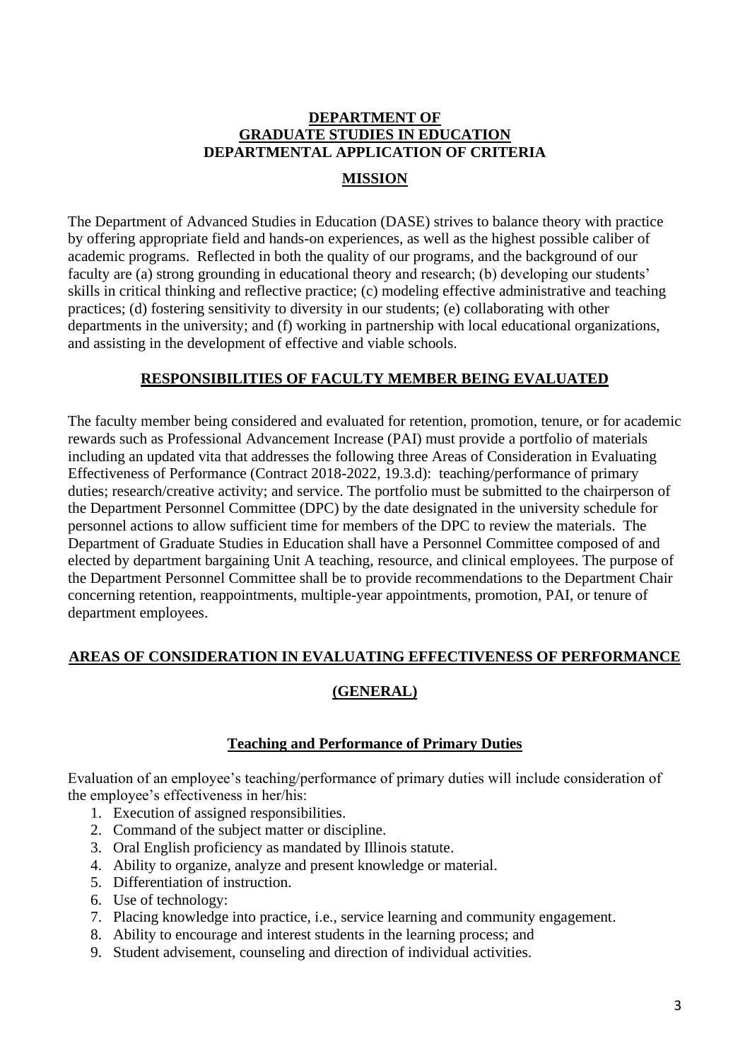# DEPARTMENT OF GRADUATE STUDIES IN EDUCATION DEPARTMENTAL APPLICATION OF CRITERIA

## MISSION

The Department of Advanced Studies in Education (DASE) strives to balance theory with practice by offering appropriate field and hands-on experiences, as well as the highest possible caliber of academic programs. Reflected in both the quality of our programs, and the background of our faculty are (a) strong grounding in educational theory and research; (b) developing our students' skills in critical thinking and reflective practice; (c) modeling effective administrative and teaching practices; (d) fostering sensitivity to diversity in our students; (e) collaborating with other departments in the university; and (f) working in partnership with local educational organizations, and assisting in the development of effective and viable schools.

## RESPONSIBILITIES OF FACULTY MEMBER BEING EVALUATED

The faculty member being considered and evaluated for retention, promotion, tenure, or for academic rewards such as Professional Advancement Increase (PAI) must provide a portfolio of materials including an updated vita that addresses the following three Areas of Consideration in Evaluating Effectiveness of Performance (Contract 2018-2022, 19.3.d): teaching/performance of primary duties; research/creative activity; and service. The portfolio must be submitted to the chairperson of the Department Personnel Committee (DPC) by the date designated in the university schedule for personnel actions to allow sufficient time for members of the DPC to review the materials. The Department of Graduate Studies in Education shall have a Personnel Committee composed of and elected by department bargaining Unit A teaching, resource, and clinical employees. The purpose of the Department Personnel Committee shall be to provide recommendations to the Department Chair concerning retention, reappointments, multiple-year appointments, promotion, PAI, or tenure of department employees.

## AREAS OF CONSIDERATION IN EVALUATING EFFECTIVENESS OF PERFORMANCE (GENERAL)

### Teaching and Performance of Primary Duties

Evaluation of an employee's teaching/performance of primary duties will include consideration of the employee's effectiveness in her/his:

1. Execution of assigned responsibilities.
2. Command of the subject matter or discipline.
3. Oral English proficiency as mandated by Illinois statute.
4. Ability to organize, analyze and present knowledge or material.
5. Differentiation of instruction.
6. Use of technology:
7. Placing knowledge into practice, i.e., service learning and community engagement.
8. Ability to encourage and interest students in the learning process; and
9. Student advisement, counseling and direction of individual activities.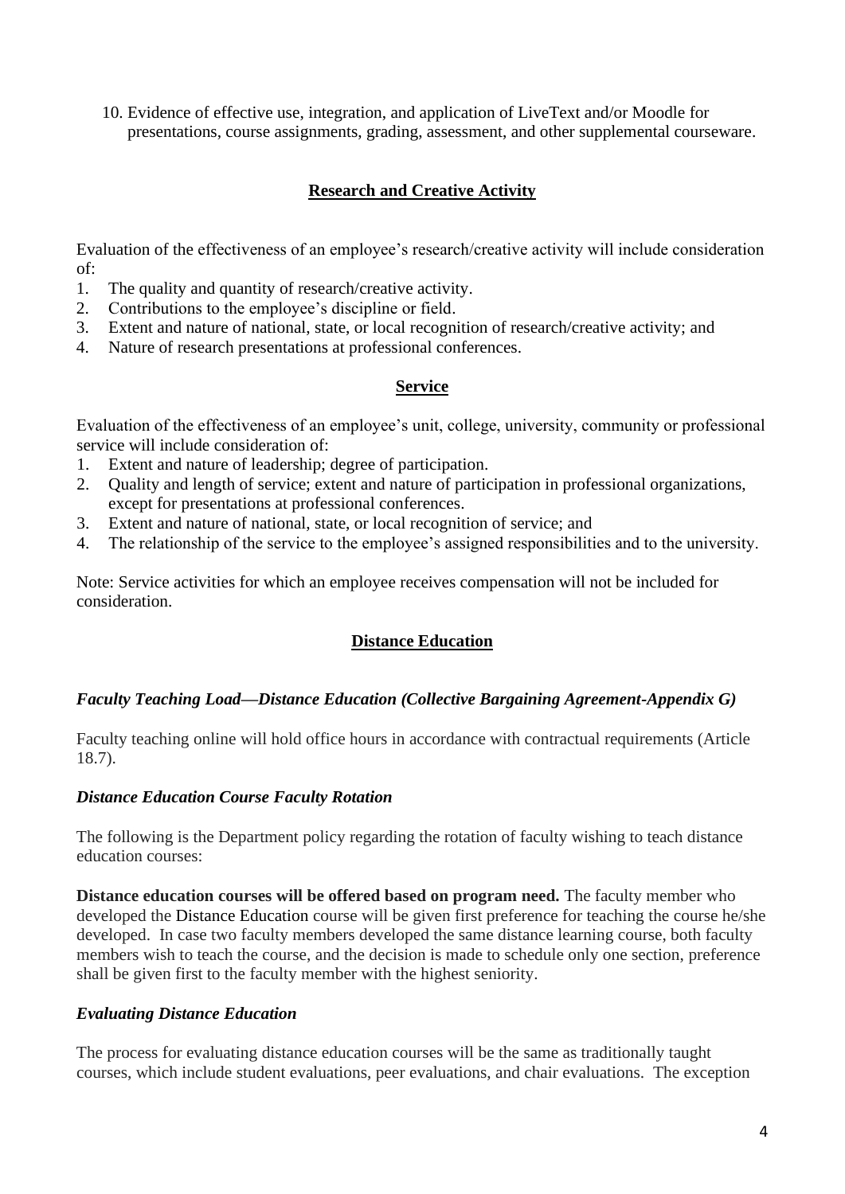10. Evidence of effective use, integration, and application of LiveText and/or Moodle for presentations, course assignments, grading, assessment, and other supplemental courseware.

## Research and Creative Activity

Evaluation of the effectiveness of an employee's research/creative activity will include consideration of:

1. The quality and quantity of research/creative activity.
2. Contributions to the employee's discipline or field.
3. Extent and nature of national, state, or local recognition of research/creative activity; and
4. Nature of research presentations at professional conferences.

## Service

Evaluation of the effectiveness of an employee's unit, college, university, community or professional service will include consideration of:

1. Extent and nature of leadership; degree of participation.
2. Quality and length of service; extent and nature of participation in professional organizations, except for presentations at professional conferences.
3. Extent and nature of national, state, or local recognition of service; and
4. The relationship of the service to the employee's assigned responsibilities and to the university.

Note: Service activities for which an employee receives compensation will not be included for consideration.

## Distance Education

### *Faculty Teaching Load—Distance Education (Collective Bargaining Agreement-Appendix G)*

Faculty teaching online will hold office hours in accordance with contractual requirements (Article 18.7).

### *Distance Education Course Faculty Rotation*

The following is the Department policy regarding the rotation of faculty wishing to teach distance education courses:

**Distance education courses will be offered based on program need.** The faculty member who developed the Distance Education course will be given first preference for teaching the course he/she developed. In case two faculty members developed the same distance learning course, both faculty members wish to teach the course, and the decision is made to schedule only one section, preference shall be given first to the faculty member with the highest seniority.

### *Evaluating Distance Education*

The process for evaluating distance education courses will be the same as traditionally taught courses, which include student evaluations, peer evaluations, and chair evaluations. The exception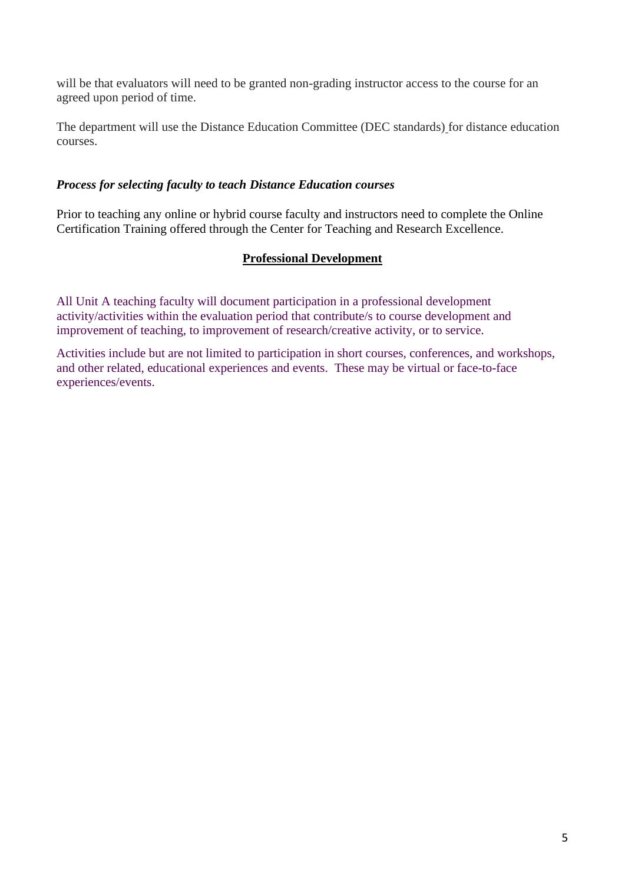will be that evaluators will need to be granted non-grading instructor access to the course for an agreed upon period of time.

The department will use the Distance Education Committee (DEC standards) for distance education courses.

### *Process for selecting faculty to teach Distance Education courses*

Prior to teaching any online or hybrid course faculty and instructors need to complete the Online Certification Training offered through the Center for Teaching and Research Excellence.

## Professional Development

All Unit A teaching faculty will document participation in a professional development activity/activities within the evaluation period that contribute/s to course development and improvement of teaching, to improvement of research/creative activity, or to service.

Activities include but are not limited to participation in short courses, conferences, and workshops, and other related, educational experiences and events. These may be virtual or face-to-face experiences/events.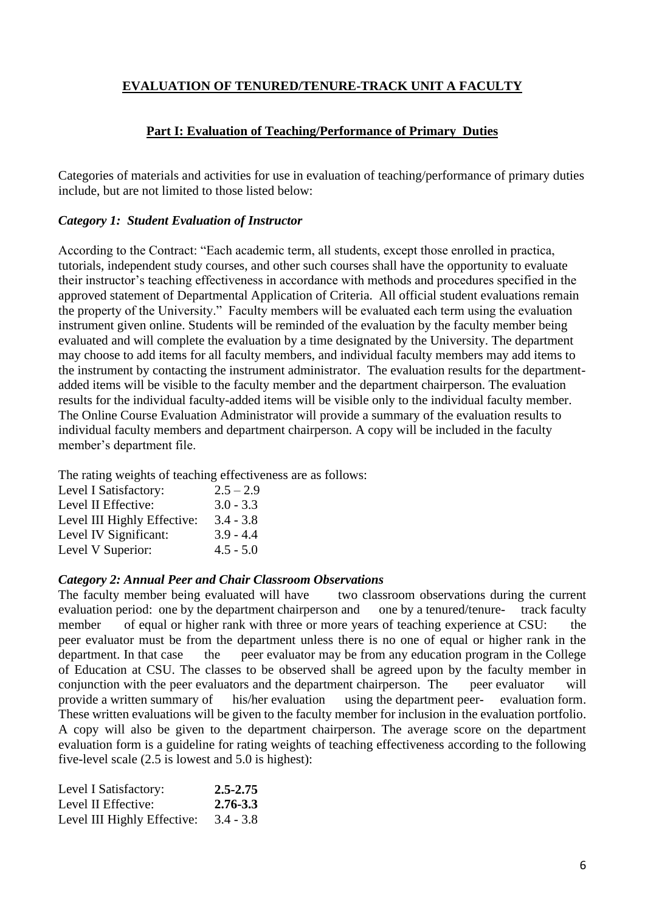## EVALUATION OF TENURED/TENURE-TRACK UNIT A FACULTY

### Part I: Evaluation of Teaching/Performance of Primary Duties

Categories of materials and activities for use in evaluation of teaching/performance of primary duties include, but are not limited to those listed below:

#### *Category 1: Student Evaluation of Instructor*

According to the Contract: "Each academic term, all students, except those enrolled in practica, tutorials, independent study courses, and other such courses shall have the opportunity to evaluate their instructor's teaching effectiveness in accordance with methods and procedures specified in the approved statement of Departmental Application of Criteria. All official student evaluations remain the property of the University." Faculty members will be evaluated each term using the evaluation instrument given online. Students will be reminded of the evaluation by the faculty member being evaluated and will complete the evaluation by a time designated by the University. The department may choose to add items for all faculty members, and individual faculty members may add items to the instrument by contacting the instrument administrator. The evaluation results for the department-added items will be visible to the faculty member and the department chairperson. The evaluation results for the individual faculty-added items will be visible only to the individual faculty member. The Online Course Evaluation Administrator will provide a summary of the evaluation results to individual faculty members and department chairperson. A copy will be included in the faculty member's department file.

The rating weights of teaching effectiveness are as follows:

| | |
|---|---|
| Level I Satisfactory: | 2.5 – 2.9 |
| Level II Effective: | 3.0 - 3.3 |
| Level III Highly Effective: | 3.4 - 3.8 |
| Level IV Significant: | 3.9 - 4.4 |
| Level V Superior: | 4.5 - 5.0 |

#### *Category 2: Annual Peer and Chair Classroom Observations*

The faculty member being evaluated will have two classroom observations during the current evaluation period: one by the department chairperson and one by a tenured/tenure-track faculty member of equal or higher rank with three or more years of teaching experience at CSU: the peer evaluator must be from the department unless there is no one of equal or higher rank in the department. In that case the peer evaluator may be from any education program in the College of Education at CSU. The classes to be observed shall be agreed upon by the faculty member in conjunction with the peer evaluators and the department chairperson. The peer evaluator will provide a written summary of his/her evaluation using the department peer- evaluation form. These written evaluations will be given to the faculty member for inclusion in the evaluation portfolio. A copy will also be given to the department chairperson. The average score on the department evaluation form is a guideline for rating weights of teaching effectiveness according to the following five-level scale (2.5 is lowest and 5.0 is highest):

| | |
|---|---|
| Level I Satisfactory: | **2.5-2.75** |
| Level II Effective: | **2.76-3.3** |
| Level III Highly Effective: | 3.4 - 3.8 |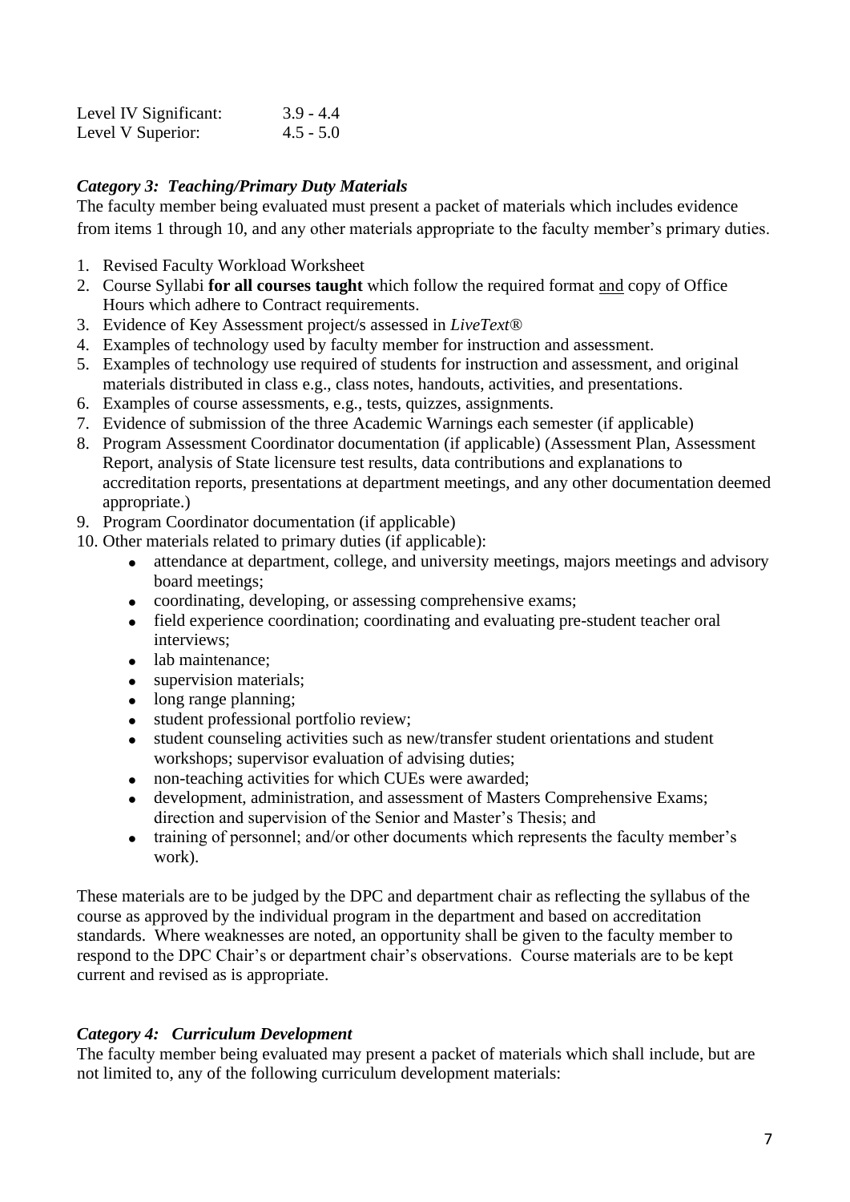| | |
|---|---|
| Level IV Significant: | 3.9 - 4.4 |
| Level V Superior: | 4.5 - 5.0 |

### *Category 3: Teaching/Primary Duty Materials*

The faculty member being evaluated must present a packet of materials which includes evidence from items 1 through 10, and any other materials appropriate to the faculty member's primary duties.

1. Revised Faculty Workload Worksheet
2. Course Syllabi **for all courses taught** which follow the required format and copy of Office Hours which adhere to Contract requirements.
3. Evidence of Key Assessment project/s assessed in *LiveText®*
4. Examples of technology used by faculty member for instruction and assessment.
5. Examples of technology use required of students for instruction and assessment, and original materials distributed in class e.g., class notes, handouts, activities, and presentations.
6. Examples of course assessments, e.g., tests, quizzes, assignments.
7. Evidence of submission of the three Academic Warnings each semester (if applicable)
8. Program Assessment Coordinator documentation (if applicable) (Assessment Plan, Assessment Report, analysis of State licensure test results, data contributions and explanations to accreditation reports, presentations at department meetings, and any other documentation deemed appropriate.)
9. Program Coordinator documentation (if applicable)
10. Other materials related to primary duties (if applicable):
    - attendance at department, college, and university meetings, majors meetings and advisory board meetings;
    - coordinating, developing, or assessing comprehensive exams;
    - field experience coordination; coordinating and evaluating pre-student teacher oral interviews;
    - lab maintenance;
    - supervision materials;
    - long range planning;
    - student professional portfolio review;
    - student counseling activities such as new/transfer student orientations and student workshops; supervisor evaluation of advising duties;
    - non-teaching activities for which CUEs were awarded;
    - development, administration, and assessment of Masters Comprehensive Exams; direction and supervision of the Senior and Master's Thesis; and
    - training of personnel; and/or other documents which represents the faculty member's work).

These materials are to be judged by the DPC and department chair as reflecting the syllabus of the course as approved by the individual program in the department and based on accreditation standards. Where weaknesses are noted, an opportunity shall be given to the faculty member to respond to the DPC Chair's or department chair's observations. Course materials are to be kept current and revised as is appropriate.

### *Category 4: Curriculum Development*

The faculty member being evaluated may present a packet of materials which shall include, but are not limited to, any of the following curriculum development materials: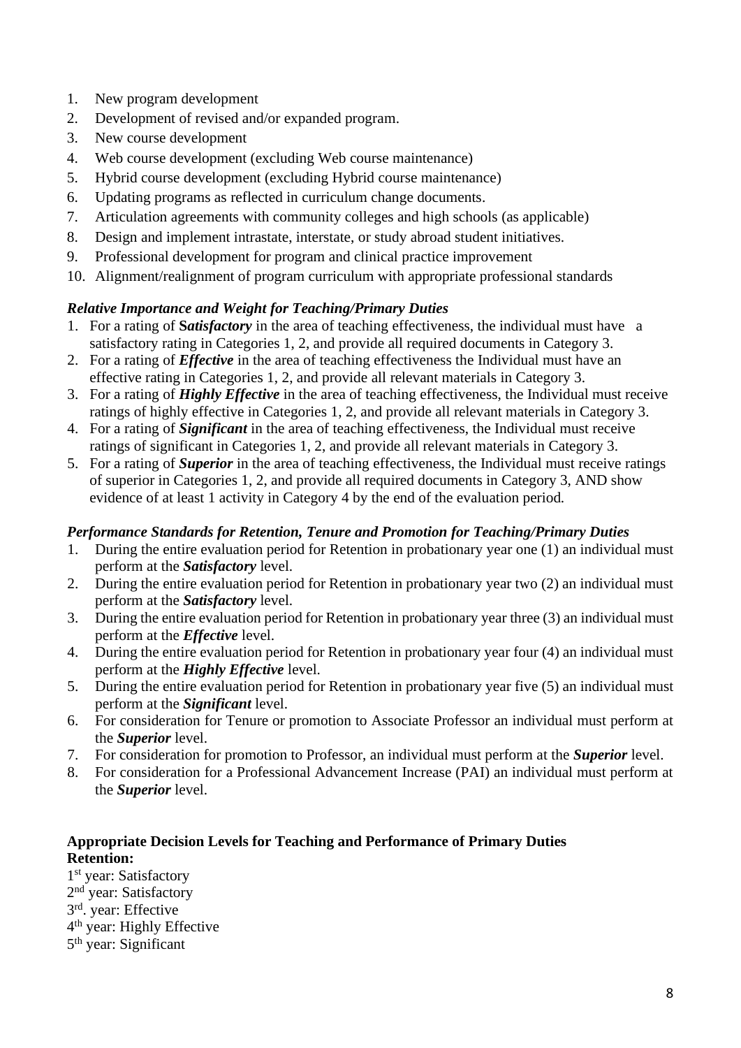1. New program development
2. Development of revised and/or expanded program.
3. New course development
4. Web course development (excluding Web course maintenance)
5. Hybrid course development (excluding Hybrid course maintenance)
6. Updating programs as reflected in curriculum change documents.
7. Articulation agreements with community colleges and high schools (as applicable)
8. Design and implement intrastate, interstate, or study abroad student initiatives.
9. Professional development for program and clinical practice improvement
10. Alignment/realignment of program curriculum with appropriate professional standards

### *Relative Importance and Weight for Teaching/Primary Duties*

1. For a rating of **S*atisfactory*** in the area of teaching effectiveness, the individual must have a satisfactory rating in Categories 1, 2, and provide all required documents in Category 3.
2. For a rating of ***Effective*** in the area of teaching effectiveness the Individual must have an effective rating in Categories 1, 2, and provide all relevant materials in Category 3.
3. For a rating of ***Highly Effective*** in the area of teaching effectiveness, the Individual must receive ratings of highly effective in Categories 1, 2, and provide all relevant materials in Category 3.
4. For a rating of ***Significant*** in the area of teaching effectiveness, the Individual must receive ratings of significant in Categories 1, 2, and provide all relevant materials in Category 3.
5. For a rating of ***Superior*** in the area of teaching effectiveness, the Individual must receive ratings of superior in Categories 1, 2, and provide all required documents in Category 3, AND show evidence of at least 1 activity in Category 4 by the end of the evaluation period.

### *Performance Standards for Retention, Tenure and Promotion for Teaching/Primary Duties*

1. During the entire evaluation period for Retention in probationary year one (1) an individual must perform at the ***Satisfactory*** level.
2. During the entire evaluation period for Retention in probationary year two (2) an individual must perform at the ***Satisfactory*** level.
3. During the entire evaluation period for Retention in probationary year three (3) an individual must perform at the ***Effective*** level.
4. During the entire evaluation period for Retention in probationary year four (4) an individual must perform at the ***Highly Effective*** level.
5. During the entire evaluation period for Retention in probationary year five (5) an individual must perform at the ***Significant*** level.
6. For consideration for Tenure or promotion to Associate Professor an individual must perform at the ***Superior*** level.
7. For consideration for promotion to Professor, an individual must perform at the ***Superior*** level.
8. For consideration for a Professional Advancement Increase (PAI) an individual must perform at the ***Superior*** level.

### Appropriate Decision Levels for Teaching and Performance of Primary Duties

**Retention:**

1st year: Satisfactory
2nd year: Satisfactory
3rd. year: Effective
4th year: Highly Effective
5th year: Significant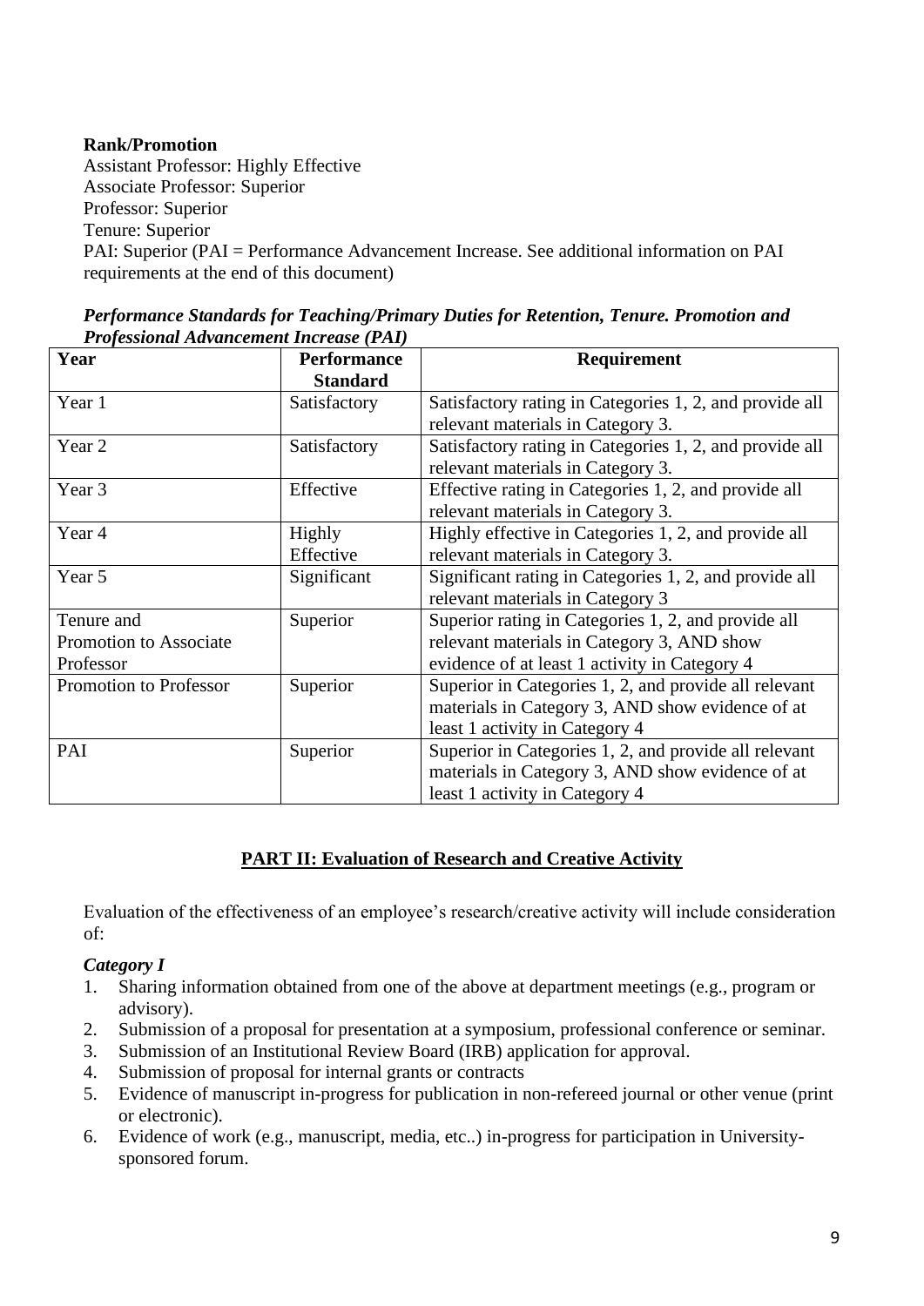**Rank/Promotion**

Assistant Professor: Highly Effective
Associate Professor: Superior
Professor: Superior
Tenure: Superior
PAI: Superior (PAI = Performance Advancement Increase. See additional information on PAI requirements at the end of this document)

***Performance Standards for Teaching/Primary Duties for Retention, Tenure. Promotion and Professional Advancement Increase (PAI)***

| Year | Performance Standard | Requirement |
|---|---|---|
| Year 1 | Satisfactory | Satisfactory rating in Categories 1, 2, and provide all relevant materials in Category 3. |
| Year 2 | Satisfactory | Satisfactory rating in Categories 1, 2, and provide all relevant materials in Category 3. |
| Year 3 | Effective | Effective rating in Categories 1, 2, and provide all relevant materials in Category 3. |
| Year 4 | Highly Effective | Highly effective in Categories 1, 2, and provide all relevant materials in Category 3. |
| Year 5 | Significant | Significant rating in Categories 1, 2, and provide all relevant materials in Category 3 |
| Tenure and Promotion to Associate Professor | Superior | Superior rating in Categories 1, 2, and provide all relevant materials in Category 3, AND show evidence of at least 1 activity in Category 4 |
| Promotion to Professor | Superior | Superior in Categories 1, 2, and provide all relevant materials in Category 3, AND show evidence of at least 1 activity in Category 4 |
| PAI | Superior | Superior in Categories 1, 2, and provide all relevant materials in Category 3, AND show evidence of at least 1 activity in Category 4 |

## PART II: Evaluation of Research and Creative Activity

Evaluation of the effectiveness of an employee's research/creative activity will include consideration of:

***Category I***

1. Sharing information obtained from one of the above at department meetings (e.g., program or advisory).
2. Submission of a proposal for presentation at a symposium, professional conference or seminar.
3. Submission of an Institutional Review Board (IRB) application for approval.
4. Submission of proposal for internal grants or contracts
5. Evidence of manuscript in-progress for publication in non-refereed journal or other venue (print or electronic).
6. Evidence of work (e.g., manuscript, media, etc..) in-progress for participation in University-sponsored forum.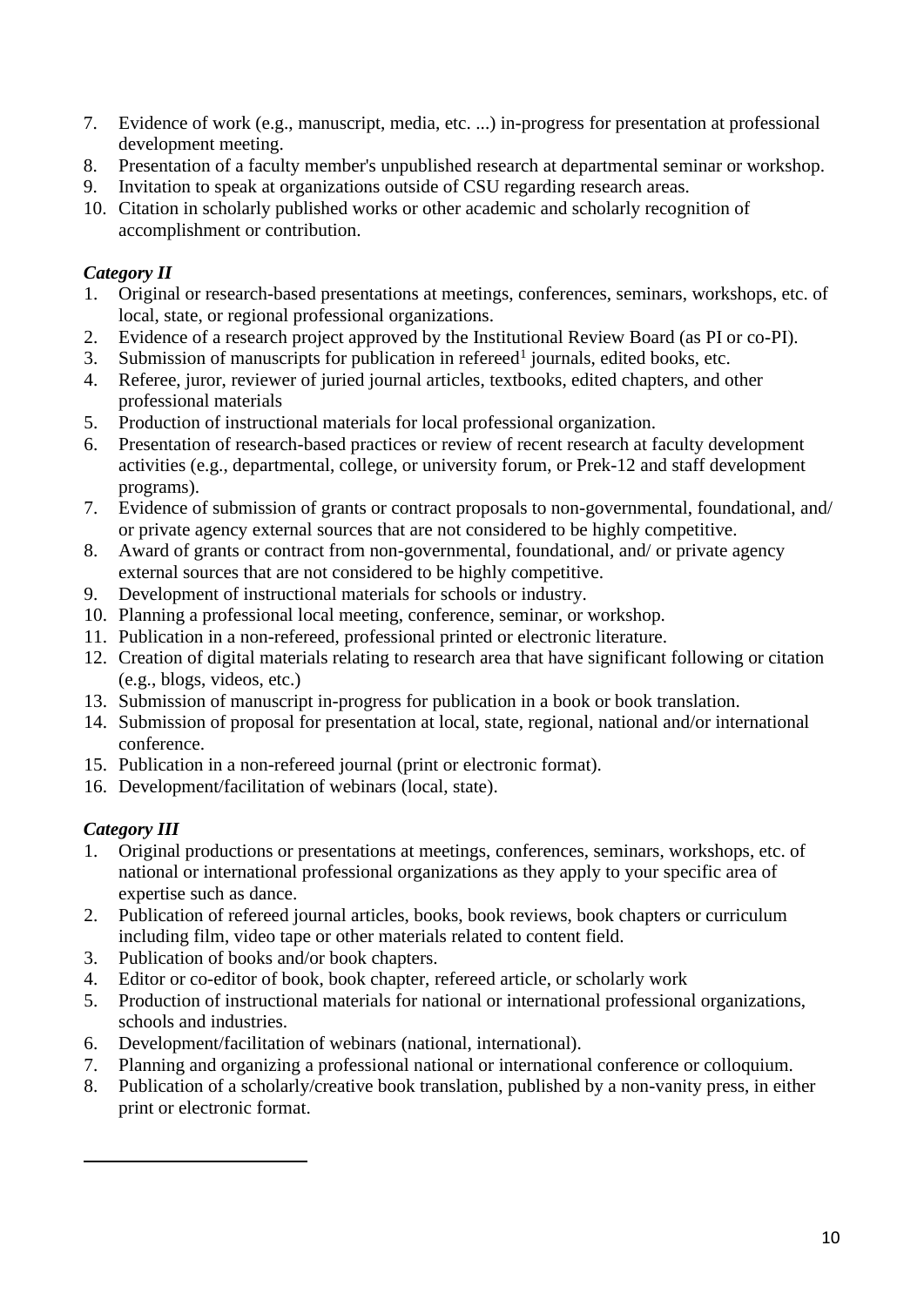7. Evidence of work (e.g., manuscript, media, etc. ...) in-progress for presentation at professional development meeting.
8. Presentation of a faculty member's unpublished research at departmental seminar or workshop.
9. Invitation to speak at organizations outside of CSU regarding research areas.
10. Citation in scholarly published works or other academic and scholarly recognition of accomplishment or contribution.

***Category II***

1. Original or research-based presentations at meetings, conferences, seminars, workshops, etc. of local, state, or regional professional organizations.
2. Evidence of a research project approved by the Institutional Review Board (as PI or co-PI).
3. Submission of manuscripts for publication in refereed[1] journals, edited books, etc.
4. Referee, juror, reviewer of juried journal articles, textbooks, edited chapters, and other professional materials
5. Production of instructional materials for local professional organization.
6. Presentation of research-based practices or review of recent research at faculty development activities (e.g., departmental, college, or university forum, or Prek-12 and staff development programs).
7. Evidence of submission of grants or contract proposals to non-governmental, foundational, and/ or private agency external sources that are not considered to be highly competitive.
8. Award of grants or contract from non-governmental, foundational, and/ or private agency external sources that are not considered to be highly competitive.
9. Development of instructional materials for schools or industry.
10. Planning a professional local meeting, conference, seminar, or workshop.
11. Publication in a non-refereed, professional printed or electronic literature.
12. Creation of digital materials relating to research area that have significant following or citation (e.g., blogs, videos, etc.)
13. Submission of manuscript in-progress for publication in a book or book translation.
14. Submission of proposal for presentation at local, state, regional, national and/or international conference.
15. Publication in a non-refereed journal (print or electronic format).
16. Development/facilitation of webinars (local, state).

***Category III***

1. Original productions or presentations at meetings, conferences, seminars, workshops, etc. of national or international professional organizations as they apply to your specific area of expertise such as dance.
2. Publication of refereed journal articles, books, book reviews, book chapters or curriculum including film, video tape or other materials related to content field.
3. Publication of books and/or book chapters.
4. Editor or co-editor of book, book chapter, refereed article, or scholarly work
5. Production of instructional materials for national or international professional organizations, schools and industries.
6. Development/facilitation of webinars (national, international).
7. Planning and organizing a professional national or international conference or colloquium.
8. Publication of a scholarly/creative book translation, published by a non-vanity press, in either print or electronic format.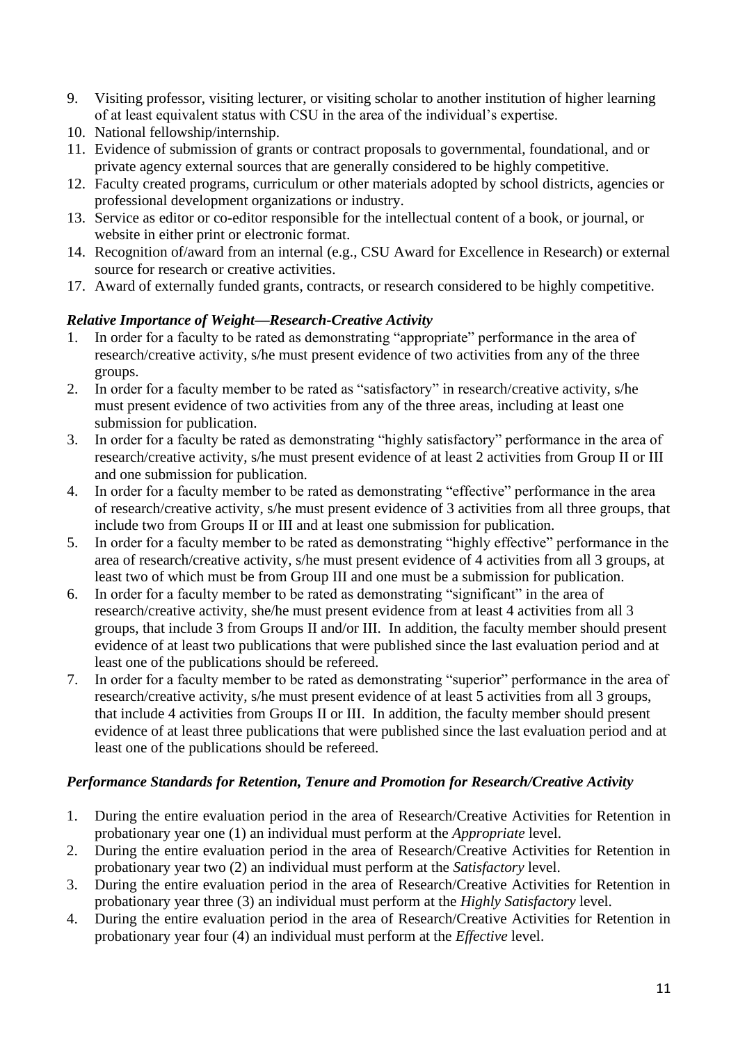9. Visiting professor, visiting lecturer, or visiting scholar to another institution of higher learning of at least equivalent status with CSU in the area of the individual's expertise.
10. National fellowship/internship.
11. Evidence of submission of grants or contract proposals to governmental, foundational, and or private agency external sources that are generally considered to be highly competitive.
12. Faculty created programs, curriculum or other materials adopted by school districts, agencies or professional development organizations or industry.
13. Service as editor or co-editor responsible for the intellectual content of a book, or journal, or website in either print or electronic format.
14. Recognition of/award from an internal (e.g., CSU Award for Excellence in Research) or external source for research or creative activities.
17. Award of externally funded grants, contracts, or research considered to be highly competitive.

***Relative Importance of Weight—Research-Creative Activity***

1. In order for a faculty to be rated as demonstrating "appropriate" performance in the area of research/creative activity, s/he must present evidence of two activities from any of the three groups.
2. In order for a faculty member to be rated as "satisfactory" in research/creative activity, s/he must present evidence of two activities from any of the three areas, including at least one submission for publication.
3. In order for a faculty be rated as demonstrating "highly satisfactory" performance in the area of research/creative activity, s/he must present evidence of at least 2 activities from Group II or III and one submission for publication.
4. In order for a faculty member to be rated as demonstrating "effective" performance in the area of research/creative activity, s/he must present evidence of 3 activities from all three groups, that include two from Groups II or III and at least one submission for publication.
5. In order for a faculty member to be rated as demonstrating "highly effective" performance in the area of research/creative activity, s/he must present evidence of 4 activities from all 3 groups, at least two of which must be from Group III and one must be a submission for publication.
6. In order for a faculty member to be rated as demonstrating "significant" in the area of research/creative activity, she/he must present evidence from at least 4 activities from all 3 groups, that include 3 from Groups II and/or III. In addition, the faculty member should present evidence of at least two publications that were published since the last evaluation period and at least one of the publications should be refereed.
7. In order for a faculty member to be rated as demonstrating "superior" performance in the area of research/creative activity, s/he must present evidence of at least 5 activities from all 3 groups, that include 4 activities from Groups II or III. In addition, the faculty member should present evidence of at least three publications that were published since the last evaluation period and at least one of the publications should be refereed.

***Performance Standards for Retention, Tenure and Promotion for Research/Creative Activity***

1. During the entire evaluation period in the area of Research/Creative Activities for Retention in probationary year one (1) an individual must perform at the *Appropriate* level.
2. During the entire evaluation period in the area of Research/Creative Activities for Retention in probationary year two (2) an individual must perform at the *Satisfactory* level.
3. During the entire evaluation period in the area of Research/Creative Activities for Retention in probationary year three (3) an individual must perform at the *Highly Satisfactory* level.
4. During the entire evaluation period in the area of Research/Creative Activities for Retention in probationary year four (4) an individual must perform at the *Effective* level.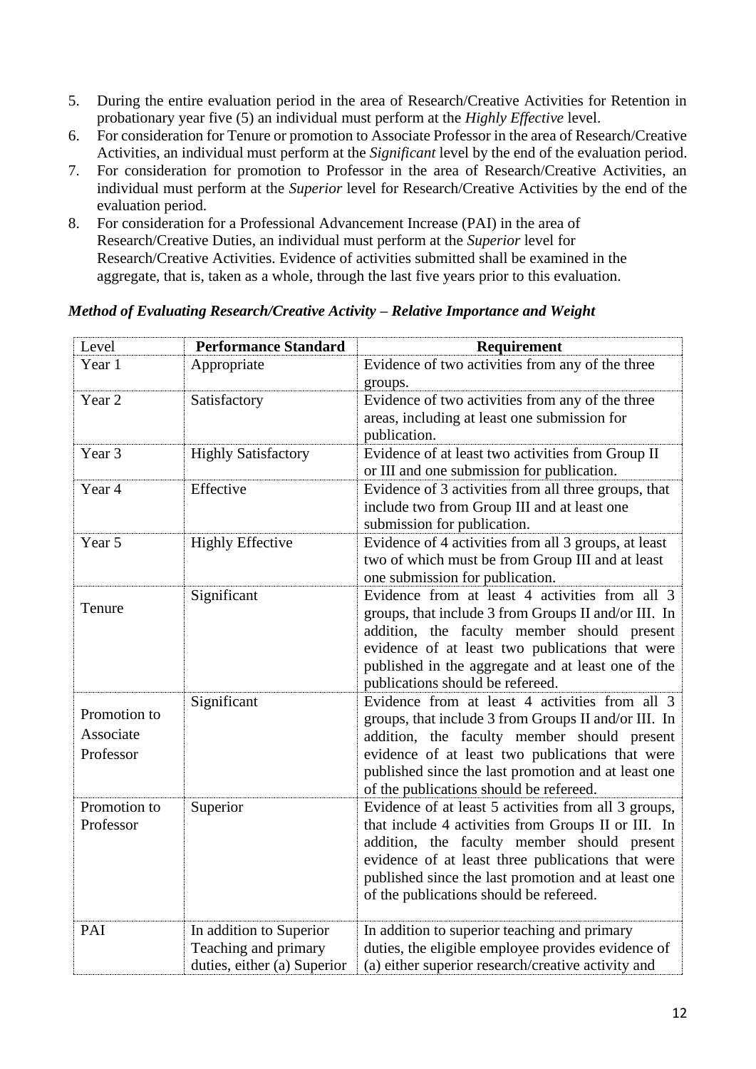5. During the entire evaluation period in the area of Research/Creative Activities for Retention in probationary year five (5) an individual must perform at the *Highly Effective* level.
6. For consideration for Tenure or promotion to Associate Professor in the area of Research/Creative Activities, an individual must perform at the *Significant* level by the end of the evaluation period.
7. For consideration for promotion to Professor in the area of Research/Creative Activities, an individual must perform at the *Superior* level for Research/Creative Activities by the end of the evaluation period.
8. For consideration for a Professional Advancement Increase (PAI) in the area of Research/Creative Duties, an individual must perform at the *Superior* level for Research/Creative Activities. Evidence of activities submitted shall be examined in the aggregate, that is, taken as a whole, through the last five years prior to this evaluation.

***Method of Evaluating Research/Creative Activity – Relative Importance and Weight***

| Level | **Performance Standard** | **Requirement** |
|---|---|---|
| Year 1 | Appropriate | Evidence of two activities from any of the three groups. |
| Year 2 | Satisfactory | Evidence of two activities from any of the three areas, including at least one submission for publication. |
| Year 3 | Highly Satisfactory | Evidence of at least two activities from Group II or III and one submission for publication. |
| Year 4 | Effective | Evidence of 3 activities from all three groups, that include two from Group III and at least one submission for publication. |
| Year 5 | Highly Effective | Evidence of 4 activities from all 3 groups, at least two of which must be from Group III and at least one submission for publication. |
| Tenure | Significant | Evidence from at least 4 activities from all 3 groups, that include 3 from Groups II and/or III. In addition, the faculty member should present evidence of at least two publications that were published in the aggregate and at least one of the publications should be refereed. |
| Promotion to Associate Professor | Significant | Evidence from at least 4 activities from all 3 groups, that include 3 from Groups II and/or III. In addition, the faculty member should present evidence of at least two publications that were published since the last promotion and at least one of the publications should be refereed. |
| Promotion to Professor | Superior | Evidence of at least 5 activities from all 3 groups, that include 4 activities from Groups II or III. In addition, the faculty member should present evidence of at least three publications that were published since the last promotion and at least one of the publications should be refereed. |
| PAI | In addition to Superior Teaching and primary duties, either (a) Superior | In addition to superior teaching and primary duties, the eligible employee provides evidence of (a) either superior research/creative activity and |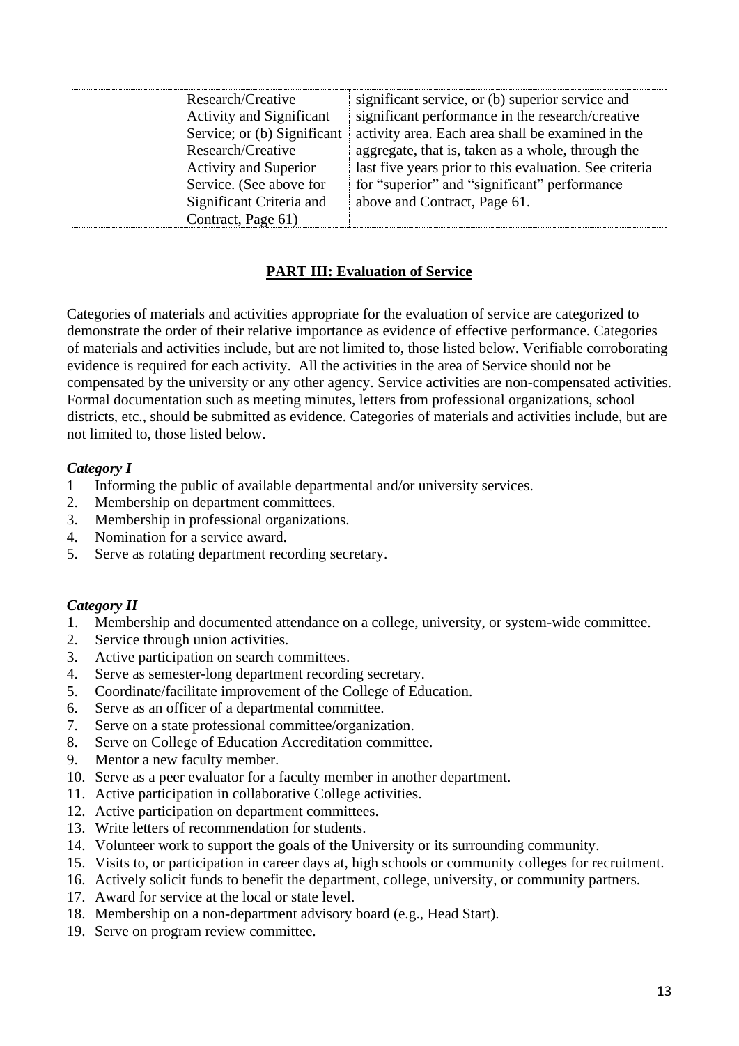| | | |
|---|---|---|
| | Research/Creative Activity and Significant Service; or (b) Significant Research/Creative Activity and Superior Service. (See above for Significant Criteria and Contract, Page 61) | significant service, or (b) superior service and significant performance in the research/creative activity area. Each area shall be examined in the aggregate, that is, taken as a whole, through the last five years prior to this evaluation. See criteria for "superior" and "significant" performance above and Contract, Page 61. |

## PART III: Evaluation of Service

Categories of materials and activities appropriate for the evaluation of service are categorized to demonstrate the order of their relative importance as evidence of effective performance. Categories of materials and activities include, but are not limited to, those listed below. Verifiable corroborating evidence is required for each activity. All the activities in the area of Service should not be compensated by the university or any other agency. Service activities are non-compensated activities. Formal documentation such as meeting minutes, letters from professional organizations, school districts, etc., should be submitted as evidence. Categories of materials and activities include, but are not limited to, those listed below.

### *Category I*

1. Informing the public of available departmental and/or university services.
2. Membership on department committees.
3. Membership in professional organizations.
4. Nomination for a service award.
5. Serve as rotating department recording secretary.

### *Category II*

1. Membership and documented attendance on a college, university, or system-wide committee.
2. Service through union activities.
3. Active participation on search committees.
4. Serve as semester-long department recording secretary.
5. Coordinate/facilitate improvement of the College of Education.
6. Serve as an officer of a departmental committee.
7. Serve on a state professional committee/organization.
8. Serve on College of Education Accreditation committee.
9. Mentor a new faculty member.
10. Serve as a peer evaluator for a faculty member in another department.
11. Active participation in collaborative College activities.
12. Active participation on department committees.
13. Write letters of recommendation for students.
14. Volunteer work to support the goals of the University or its surrounding community.
15. Visits to, or participation in career days at, high schools or community colleges for recruitment.
16. Actively solicit funds to benefit the department, college, university, or community partners.
17. Award for service at the local or state level.
18. Membership on a non-department advisory board (e.g., Head Start).
19. Serve on program review committee.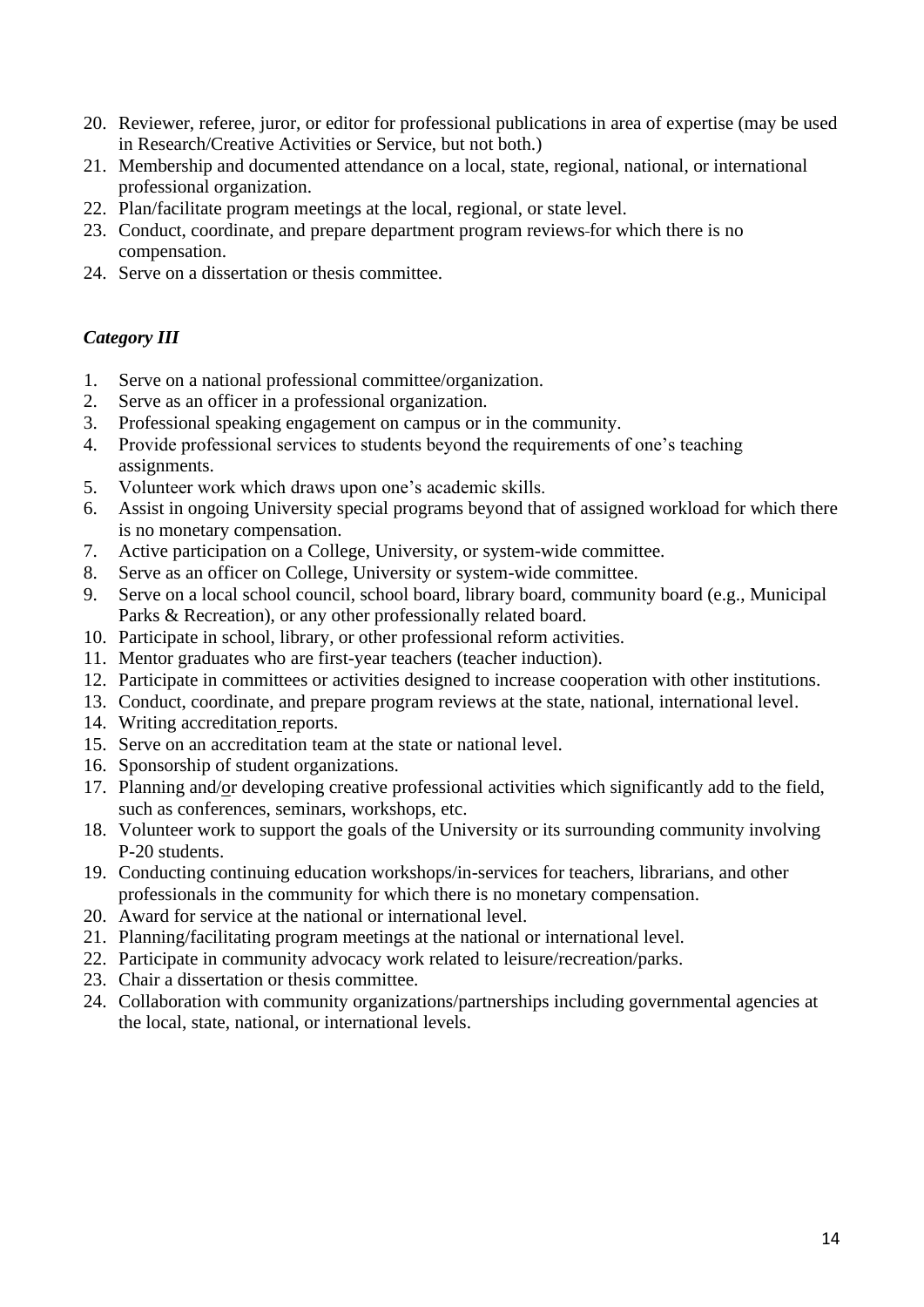20. Reviewer, referee, juror, or editor for professional publications in area of expertise (may be used in Research/Creative Activities or Service, but not both.)
21. Membership and documented attendance on a local, state, regional, national, or international professional organization.
22. Plan/facilitate program meetings at the local, regional, or state level.
23. Conduct, coordinate, and prepare department program reviews for which there is no compensation.
24. Serve on a dissertation or thesis committee.

### *Category III*

1. Serve on a national professional committee/organization.
2. Serve as an officer in a professional organization.
3. Professional speaking engagement on campus or in the community.
4. Provide professional services to students beyond the requirements of one's teaching assignments.
5. Volunteer work which draws upon one's academic skills.
6. Assist in ongoing University special programs beyond that of assigned workload for which there is no monetary compensation.
7. Active participation on a College, University, or system-wide committee.
8. Serve as an officer on College, University or system-wide committee.
9. Serve on a local school council, school board, library board, community board (e.g., Municipal Parks & Recreation), or any other professionally related board.
10. Participate in school, library, or other professional reform activities.
11. Mentor graduates who are first-year teachers (teacher induction).
12. Participate in committees or activities designed to increase cooperation with other institutions.
13. Conduct, coordinate, and prepare program reviews at the state, national, international level.
14. Writing accreditation reports.
15. Serve on an accreditation team at the state or national level.
16. Sponsorship of student organizations.
17. Planning and/or developing creative professional activities which significantly add to the field, such as conferences, seminars, workshops, etc.
18. Volunteer work to support the goals of the University or its surrounding community involving P-20 students.
19. Conducting continuing education workshops/in-services for teachers, librarians, and other professionals in the community for which there is no monetary compensation.
20. Award for service at the national or international level.
21. Planning/facilitating program meetings at the national or international level.
22. Participate in community advocacy work related to leisure/recreation/parks.
23. Chair a dissertation or thesis committee.
24. Collaboration with community organizations/partnerships including governmental agencies at the local, state, national, or international levels.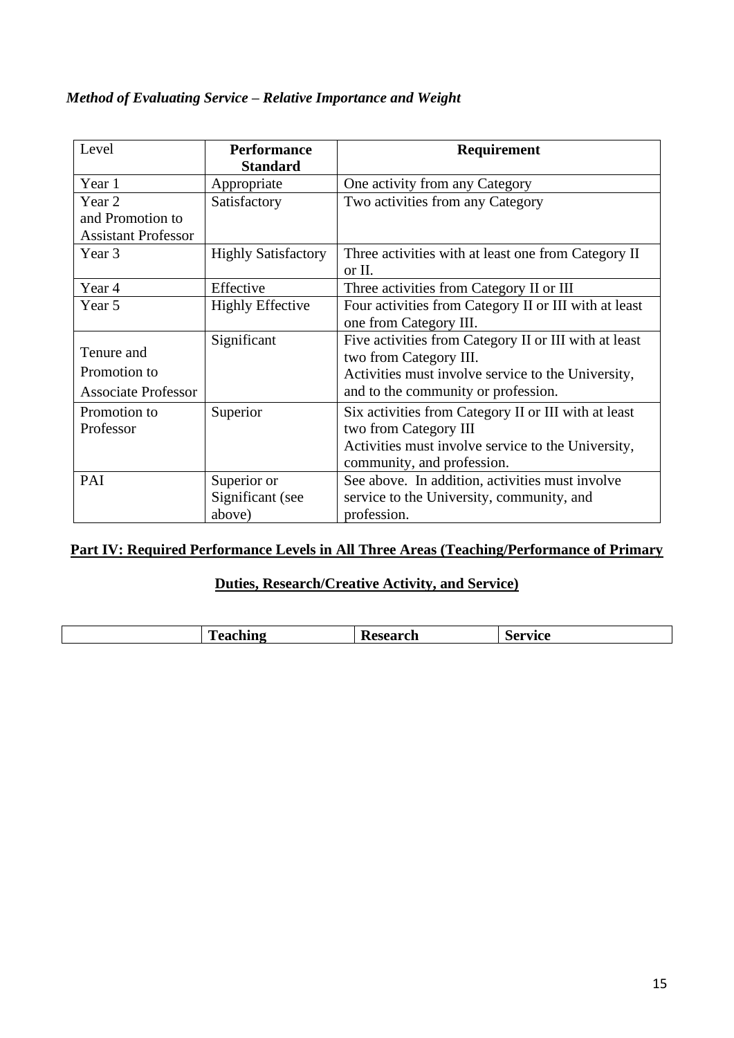*Method of Evaluating Service – Relative Importance and Weight*

| Level | **Performance Standard** | **Requirement** |
|---|---|---|
| Year 1 | Appropriate | One activity from any Category |
| Year 2 and Promotion to Assistant Professor | Satisfactory | Two activities from any Category |
| Year 3 | Highly Satisfactory | Three activities with at least one from Category II or II. |
| Year 4 | Effective | Three activities from Category II or III |
| Year 5 | Highly Effective | Four activities from Category II or III with at least one from Category III. |
| Tenure and Promotion to Associate Professor | Significant | Five activities from Category II or III with at least two from Category III. Activities must involve service to the University, and to the community or profession. |
| Promotion to Professor | Superior | Six activities from Category II or III with at least two from Category III Activities must involve service to the University, community, and profession. |
| PAI | Superior or Significant (see above) | See above. In addition, activities must involve service to the University, community, and profession. |

## **Part IV: Required Performance Levels in All Three Areas (Teaching/Performance of Primary Duties, Research/Creative Activity, and Service)**

| | **Teaching** | **Research** | **Service** |
|---|---|---|---|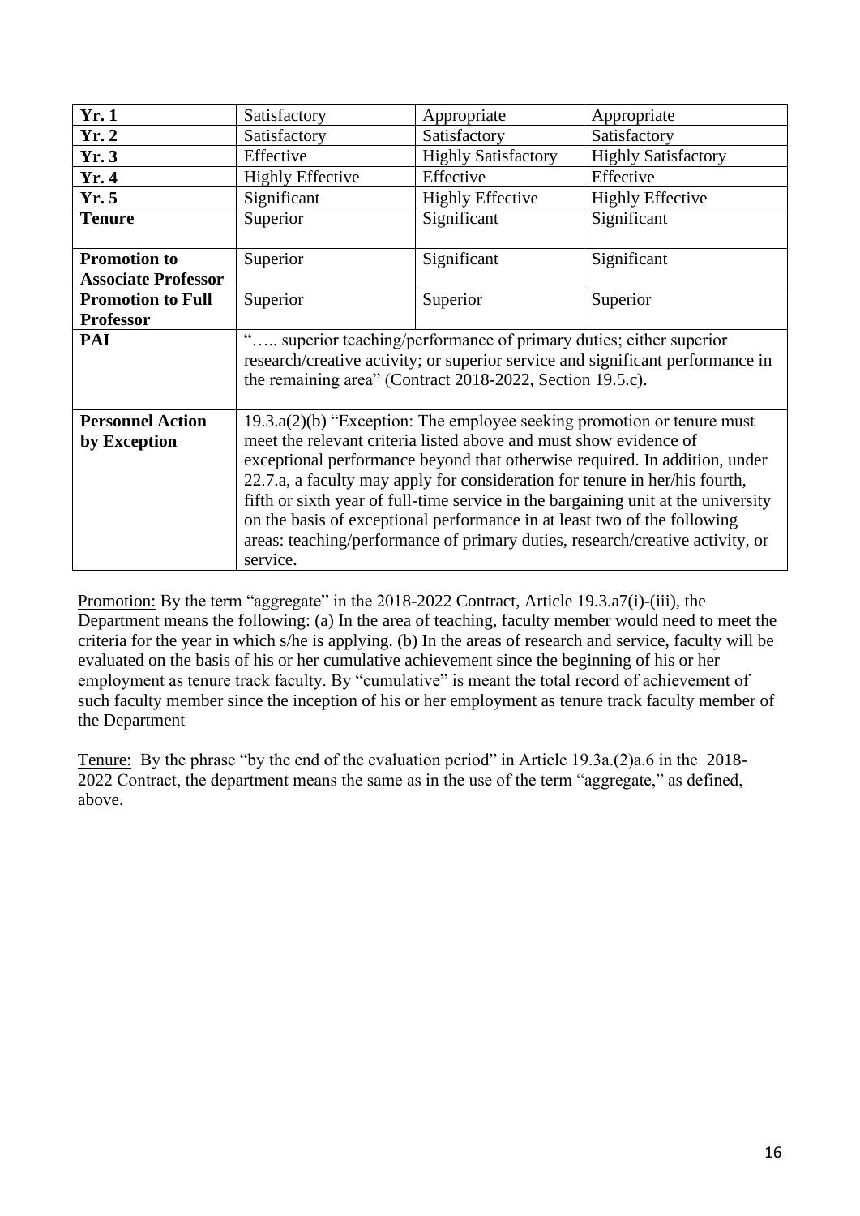| **Yr. 1** | Satisfactory | Appropriate | Appropriate |
|---|---|---|---|
| **Yr. 2** | Satisfactory | Satisfactory | Satisfactory |
| **Yr. 3** | Effective | Highly Satisfactory | Highly Satisfactory |
| **Yr. 4** | Highly Effective | Effective | Effective |
| **Yr. 5** | Significant | Highly Effective | Highly Effective |
| **Tenure** | Superior | Significant | Significant |
| **Promotion to Associate Professor** | Superior | Significant | Significant |
| **Promotion to Full Professor** | Superior | Superior | Superior |
| **PAI** | "….. superior teaching/performance of primary duties; either superior research/creative activity; or superior service and significant performance in the remaining area" (Contract 2018-2022, Section 19.5.c). | | |
| **Personnel Action by Exception** | 19.3.a(2)(b) "Exception: The employee seeking promotion or tenure must meet the relevant criteria listed above and must show evidence of exceptional performance beyond that otherwise required. In addition, under 22.7.a, a faculty may apply for consideration for tenure in her/his fourth, fifth or sixth year of full-time service in the bargaining unit at the university on the basis of exceptional performance in at least two of the following areas: teaching/performance of primary duties, research/creative activity, or service. | | |

<u>Promotion:</u> By the term "aggregate" in the 2018-2022 Contract, Article 19.3.a7(i)-(iii), the Department means the following: (a) In the area of teaching, faculty member would need to meet the criteria for the year in which s/he is applying. (b) In the areas of research and service, faculty will be evaluated on the basis of his or her cumulative achievement since the beginning of his or her employment as tenure track faculty. By "cumulative" is meant the total record of achievement of such faculty member since the inception of his or her employment as tenure track faculty member of the Department

<u>Tenure:</u> By the phrase "by the end of the evaluation period" in Article 19.3a.(2)a.6 in the 2018-2022 Contract, the department means the same as in the use of the term "aggregate," as defined, above.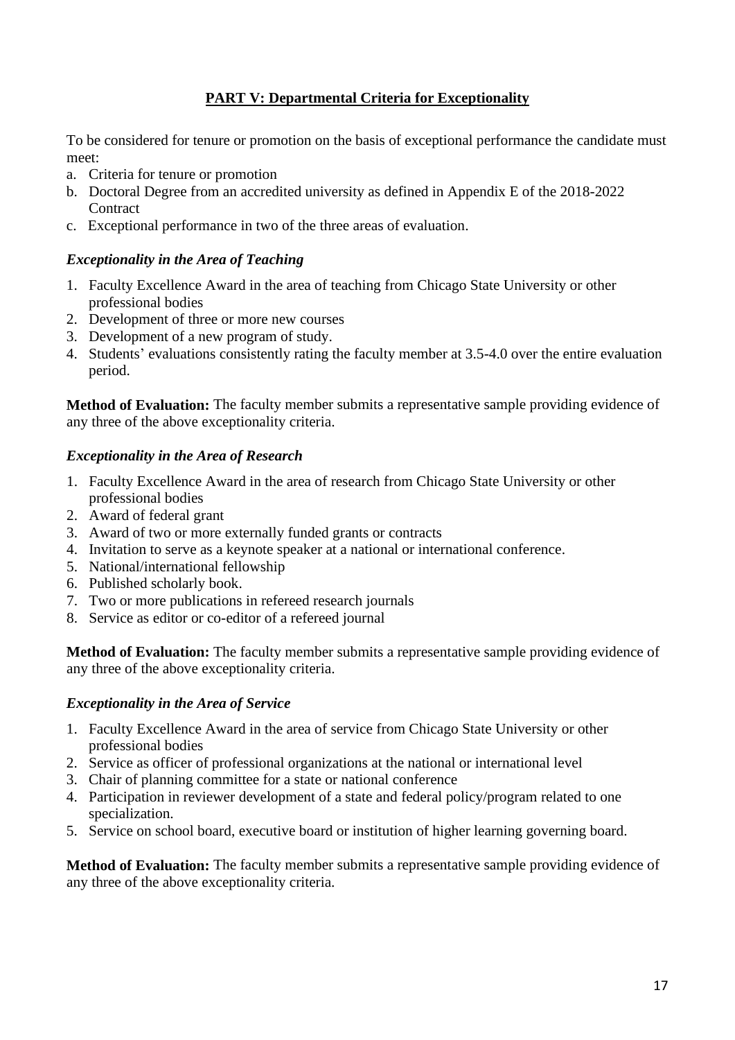## PART V: Departmental Criteria for Exceptionality

To be considered for tenure or promotion on the basis of exceptional performance the candidate must meet:

a. Criteria for tenure or promotion
b. Doctoral Degree from an accredited university as defined in Appendix E of the 2018-2022 Contract
c. Exceptional performance in two of the three areas of evaluation.

### *Exceptionality in the Area of Teaching*

1. Faculty Excellence Award in the area of teaching from Chicago State University or other professional bodies
2. Development of three or more new courses
3. Development of a new program of study.
4. Students' evaluations consistently rating the faculty member at 3.5-4.0 over the entire evaluation period.

**Method of Evaluation:** The faculty member submits a representative sample providing evidence of any three of the above exceptionality criteria.

### *Exceptionality in the Area of Research*

1. Faculty Excellence Award in the area of research from Chicago State University or other professional bodies
2. Award of federal grant
3. Award of two or more externally funded grants or contracts
4. Invitation to serve as a keynote speaker at a national or international conference.
5. National/international fellowship
6. Published scholarly book.
7. Two or more publications in refereed research journals
8. Service as editor or co-editor of a refereed journal

**Method of Evaluation:** The faculty member submits a representative sample providing evidence of any three of the above exceptionality criteria.

### *Exceptionality in the Area of Service*

1. Faculty Excellence Award in the area of service from Chicago State University or other professional bodies
2. Service as officer of professional organizations at the national or international level
3. Chair of planning committee for a state or national conference
4. Participation in reviewer development of a state and federal policy/program related to one specialization.
5. Service on school board, executive board or institution of higher learning governing board.

**Method of Evaluation:** The faculty member submits a representative sample providing evidence of any three of the above exceptionality criteria.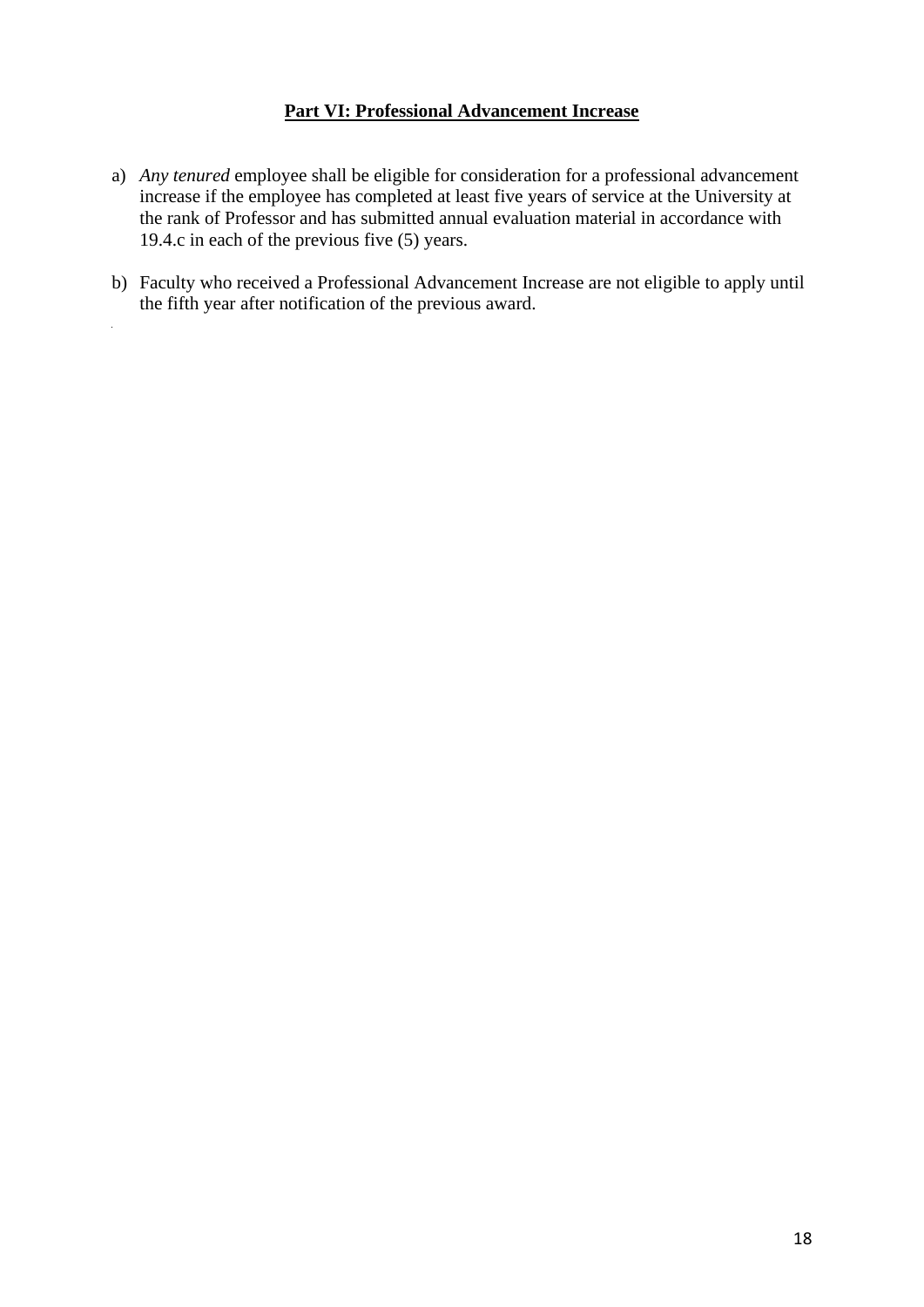## **Part VI: Professional Advancement Increase**

a) *Any tenured* employee shall be eligible for consideration for a professional advancement increase if the employee has completed at least five years of service at the University at the rank of Professor and has submitted annual evaluation material in accordance with 19.4.c in each of the previous five (5) years.

b) Faculty who received a Professional Advancement Increase are not eligible to apply until the fifth year after notification of the previous award.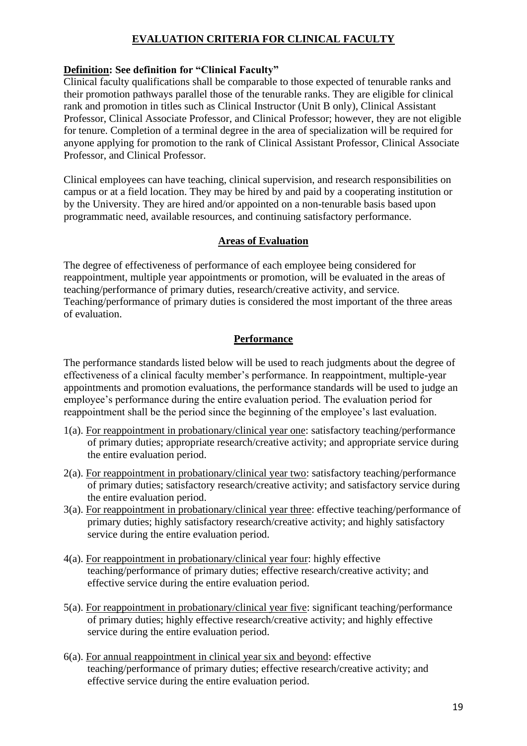## EVALUATION CRITERIA FOR CLINICAL FACULTY

**Definition: See definition for "Clinical Faculty"**

Clinical faculty qualifications shall be comparable to those expected of tenurable ranks and their promotion pathways parallel those of the tenurable ranks. They are eligible for clinical rank and promotion in titles such as Clinical Instructor (Unit B only), Clinical Assistant Professor, Clinical Associate Professor, and Clinical Professor; however, they are not eligible for tenure. Completion of a terminal degree in the area of specialization will be required for anyone applying for promotion to the rank of Clinical Assistant Professor, Clinical Associate Professor, and Clinical Professor.

Clinical employees can have teaching, clinical supervision, and research responsibilities on campus or at a field location. They may be hired by and paid by a cooperating institution or by the University. They are hired and/or appointed on a non-tenurable basis based upon programmatic need, available resources, and continuing satisfactory performance.

### Areas of Evaluation

The degree of effectiveness of performance of each employee being considered for reappointment, multiple year appointments or promotion, will be evaluated in the areas of teaching/performance of primary duties, research/creative activity, and service. Teaching/performance of primary duties is considered the most important of the three areas of evaluation.

### Performance

The performance standards listed below will be used to reach judgments about the degree of effectiveness of a clinical faculty member's performance. In reappointment, multiple-year appointments and promotion evaluations, the performance standards will be used to judge an employee's performance during the entire evaluation period. The evaluation period for reappointment shall be the period since the beginning of the employee's last evaluation.

1(a). For reappointment in probationary/clinical year one: satisfactory teaching/performance of primary duties; appropriate research/creative activity; and appropriate service during the entire evaluation period.

2(a). For reappointment in probationary/clinical year two: satisfactory teaching/performance of primary duties; satisfactory research/creative activity; and satisfactory service during the entire evaluation period.

3(a). For reappointment in probationary/clinical year three: effective teaching/performance of primary duties; highly satisfactory research/creative activity; and highly satisfactory service during the entire evaluation period.

4(a). For reappointment in probationary/clinical year four: highly effective teaching/performance of primary duties; effective research/creative activity; and effective service during the entire evaluation period.

5(a). For reappointment in probationary/clinical year five: significant teaching/performance of primary duties; highly effective research/creative activity; and highly effective service during the entire evaluation period.

6(a). For annual reappointment in clinical year six and beyond: effective teaching/performance of primary duties; effective research/creative activity; and effective service during the entire evaluation period.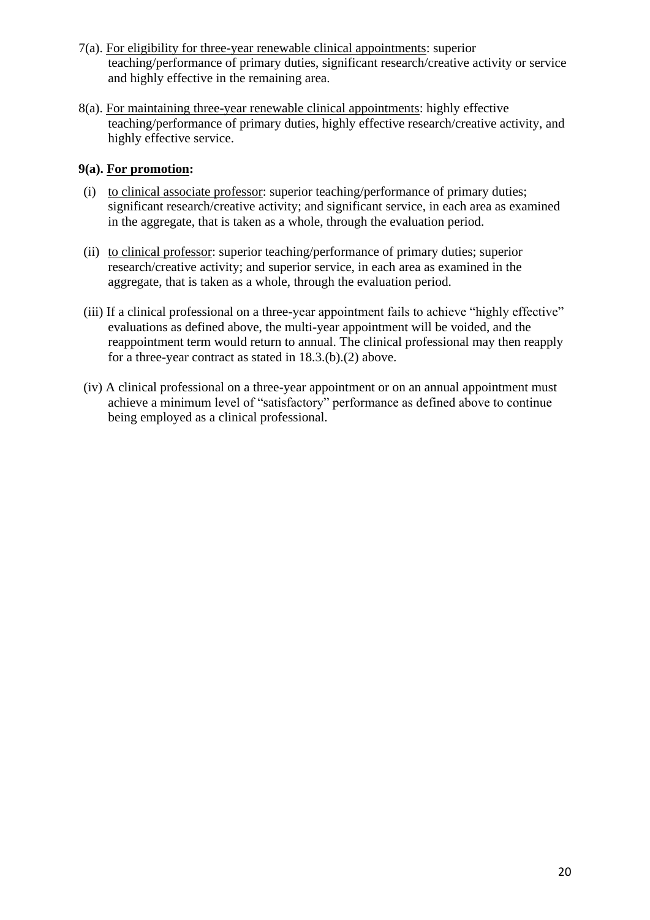7(a). <u>For eligibility for three-year renewable clinical appointments</u>: superior teaching/performance of primary duties, significant research/creative activity or service and highly effective in the remaining area.

8(a). <u>For maintaining three-year renewable clinical appointments</u>: highly effective teaching/performance of primary duties, highly effective research/creative activity, and highly effective service.

**9(a). <u>For promotion</u>:**

(i) <u>to clinical associate professor</u>: superior teaching/performance of primary duties; significant research/creative activity; and significant service, in each area as examined in the aggregate, that is taken as a whole, through the evaluation period.

(ii) <u>to clinical professor</u>: superior teaching/performance of primary duties; superior research/creative activity; and superior service, in each area as examined in the aggregate, that is taken as a whole, through the evaluation period.

(iii) If a clinical professional on a three-year appointment fails to achieve "highly effective" evaluations as defined above, the multi-year appointment will be voided, and the reappointment term would return to annual. The clinical professional may then reapply for a three-year contract as stated in 18.3.(b).(2) above.

(iv) A clinical professional on a three-year appointment or on an annual appointment must achieve a minimum level of "satisfactory" performance as defined above to continue being employed as a clinical professional.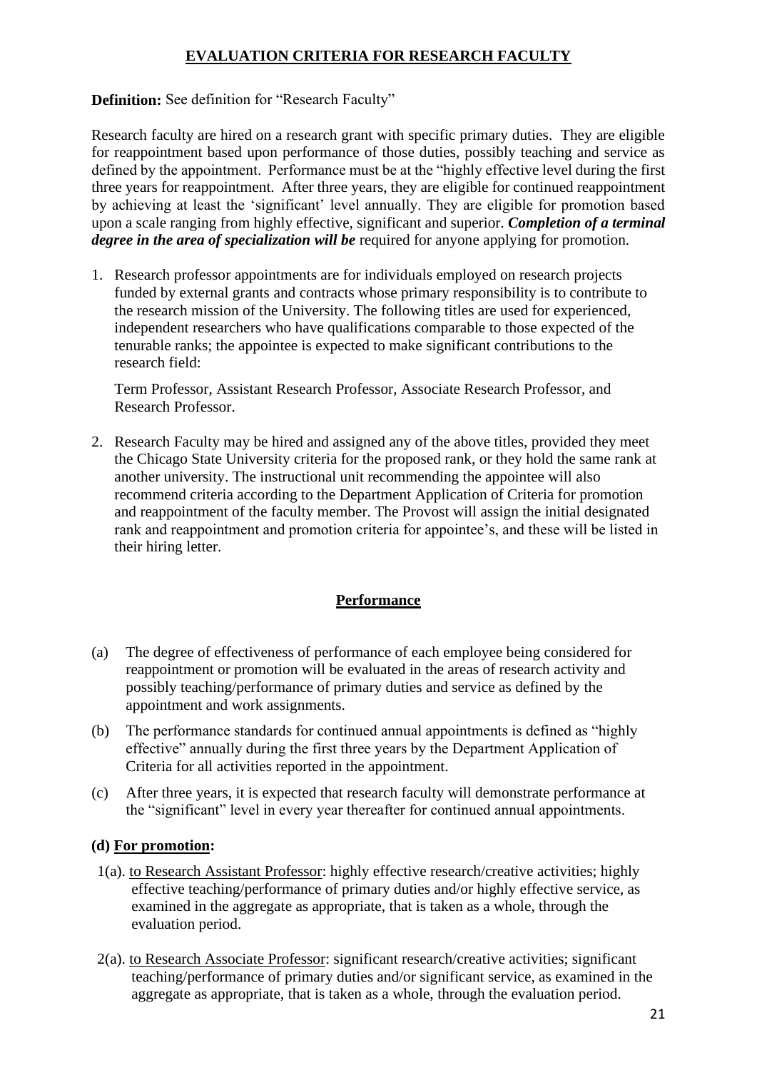## EVALUATION CRITERIA FOR RESEARCH FACULTY

**Definition:** See definition for "Research Faculty"

Research faculty are hired on a research grant with specific primary duties. They are eligible for reappointment based upon performance of those duties, possibly teaching and service as defined by the appointment. Performance must be at the "highly effective level during the first three years for reappointment. After three years, they are eligible for continued reappointment by achieving at least the 'significant' level annually. They are eligible for promotion based upon a scale ranging from highly effective, significant and superior. ***Completion of a terminal degree in the area of specialization will be*** required for anyone applying for promotion.

1. Research professor appointments are for individuals employed on research projects funded by external grants and contracts whose primary responsibility is to contribute to the research mission of the University. The following titles are used for experienced, independent researchers who have qualifications comparable to those expected of the tenurable ranks; the appointee is expected to make significant contributions to the research field:

   Term Professor, Assistant Research Professor, Associate Research Professor, and Research Professor.

2. Research Faculty may be hired and assigned any of the above titles, provided they meet the Chicago State University criteria for the proposed rank, or they hold the same rank at another university. The instructional unit recommending the appointee will also recommend criteria according to the Department Application of Criteria for promotion and reappointment of the faculty member. The Provost will assign the initial designated rank and reappointment and promotion criteria for appointee's, and these will be listed in their hiring letter.

### Performance

(a) The degree of effectiveness of performance of each employee being considered for reappointment or promotion will be evaluated in the areas of research activity and possibly teaching/performance of primary duties and service as defined by the appointment and work assignments.

(b) The performance standards for continued annual appointments is defined as "highly effective" annually during the first three years by the Department Application of Criteria for all activities reported in the appointment.

(c) After three years, it is expected that research faculty will demonstrate performance at the "significant" level in every year thereafter for continued annual appointments.

**(d) For promotion:**

1(a). to Research Assistant Professor: highly effective research/creative activities; highly effective teaching/performance of primary duties and/or highly effective service, as examined in the aggregate as appropriate, that is taken as a whole, through the evaluation period.

2(a). to Research Associate Professor: significant research/creative activities; significant teaching/performance of primary duties and/or significant service, as examined in the aggregate as appropriate, that is taken as a whole, through the evaluation period.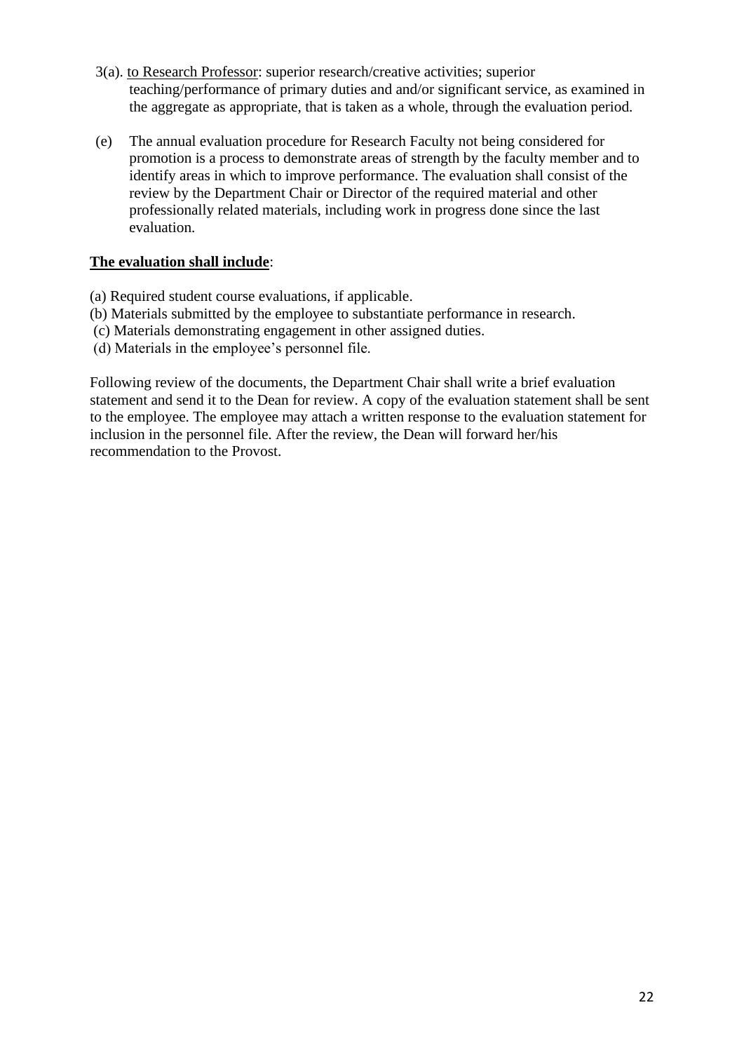3(a). <u>to Research Professor</u>: superior research/creative activities; superior teaching/performance of primary duties and and/or significant service, as examined in the aggregate as appropriate, that is taken as a whole, through the evaluation period.

(e) The annual evaluation procedure for Research Faculty not being considered for promotion is a process to demonstrate areas of strength by the faculty member and to identify areas in which to improve performance. The evaluation shall consist of the review by the Department Chair or Director of the required material and other professionally related materials, including work in progress done since the last evaluation.

**<u>The evaluation shall include</u>**:

(a) Required student course evaluations, if applicable.
(b) Materials submitted by the employee to substantiate performance in research.
(c) Materials demonstrating engagement in other assigned duties.
(d) Materials in the employee's personnel file.

Following review of the documents, the Department Chair shall write a brief evaluation statement and send it to the Dean for review. A copy of the evaluation statement shall be sent to the employee. The employee may attach a written response to the evaluation statement for inclusion in the personnel file. After the review, the Dean will forward her/his recommendation to the Provost.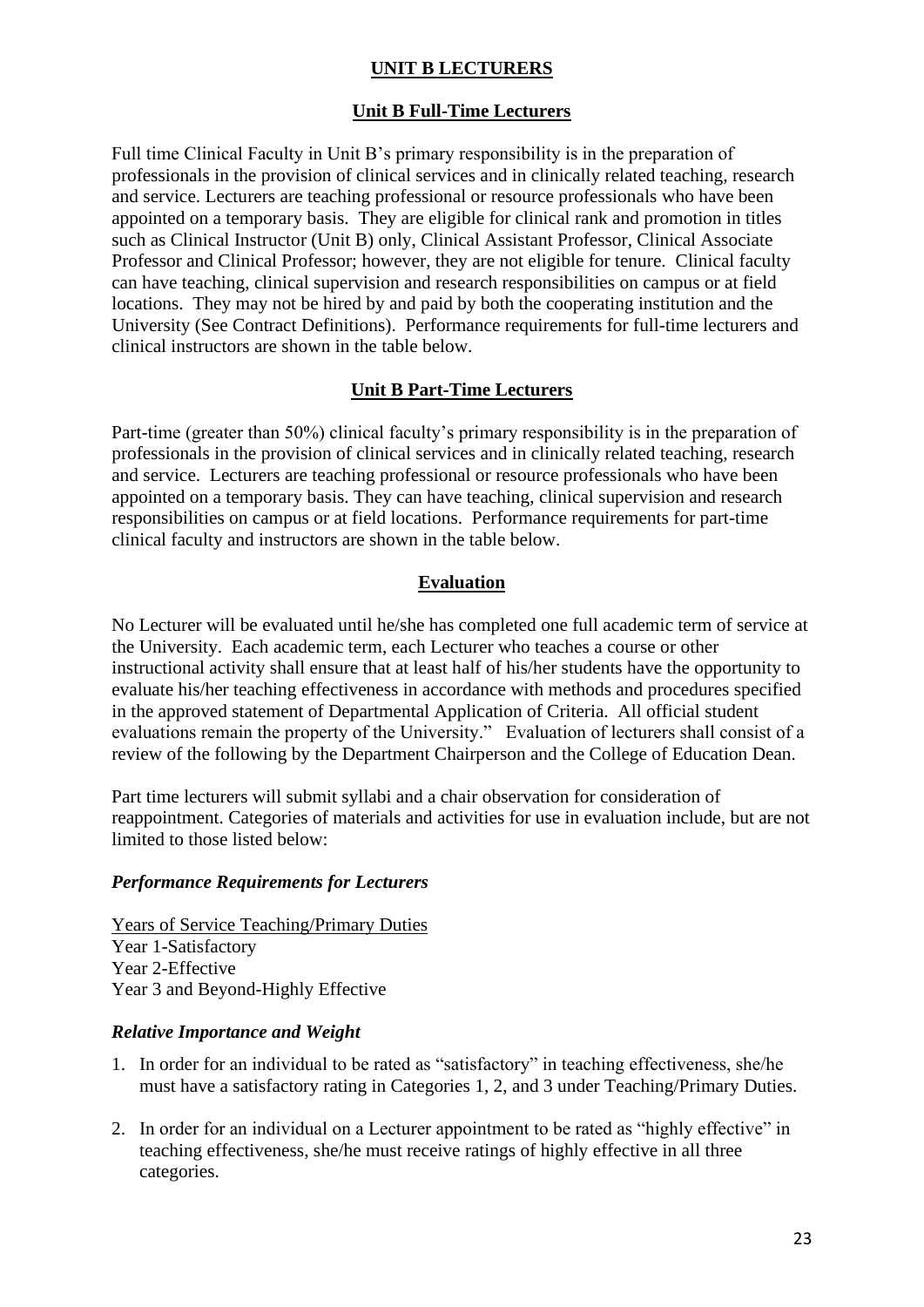## UNIT B LECTURERS

### Unit B Full-Time Lecturers

Full time Clinical Faculty in Unit B's primary responsibility is in the preparation of professionals in the provision of clinical services and in clinically related teaching, research and service. Lecturers are teaching professional or resource professionals who have been appointed on a temporary basis. They are eligible for clinical rank and promotion in titles such as Clinical Instructor (Unit B) only, Clinical Assistant Professor, Clinical Associate Professor and Clinical Professor; however, they are not eligible for tenure. Clinical faculty can have teaching, clinical supervision and research responsibilities on campus or at field locations. They may not be hired by and paid by both the cooperating institution and the University (See Contract Definitions). Performance requirements for full-time lecturers and clinical instructors are shown in the table below.

### Unit B Part-Time Lecturers

Part-time (greater than 50%) clinical faculty's primary responsibility is in the preparation of professionals in the provision of clinical services and in clinically related teaching, research and service. Lecturers are teaching professional or resource professionals who have been appointed on a temporary basis. They can have teaching, clinical supervision and research responsibilities on campus or at field locations. Performance requirements for part-time clinical faculty and instructors are shown in the table below.

### Evaluation

No Lecturer will be evaluated until he/she has completed one full academic term of service at the University. Each academic term, each Lecturer who teaches a course or other instructional activity shall ensure that at least half of his/her students have the opportunity to evaluate his/her teaching effectiveness in accordance with methods and procedures specified in the approved statement of Departmental Application of Criteria. All official student evaluations remain the property of the University." Evaluation of lecturers shall consist of a review of the following by the Department Chairperson and the College of Education Dean.

Part time lecturers will submit syllabi and a chair observation for consideration of reappointment. Categories of materials and activities for use in evaluation include, but are not limited to those listed below:

***Performance Requirements for Lecturers***

Years of Service Teaching/Primary Duties
Year 1-Satisfactory
Year 2-Effective
Year 3 and Beyond-Highly Effective

***Relative Importance and Weight***

1. In order for an individual to be rated as "satisfactory" in teaching effectiveness, she/he must have a satisfactory rating in Categories 1, 2, and 3 under Teaching/Primary Duties.
2. In order for an individual on a Lecturer appointment to be rated as "highly effective" in teaching effectiveness, she/he must receive ratings of highly effective in all three categories.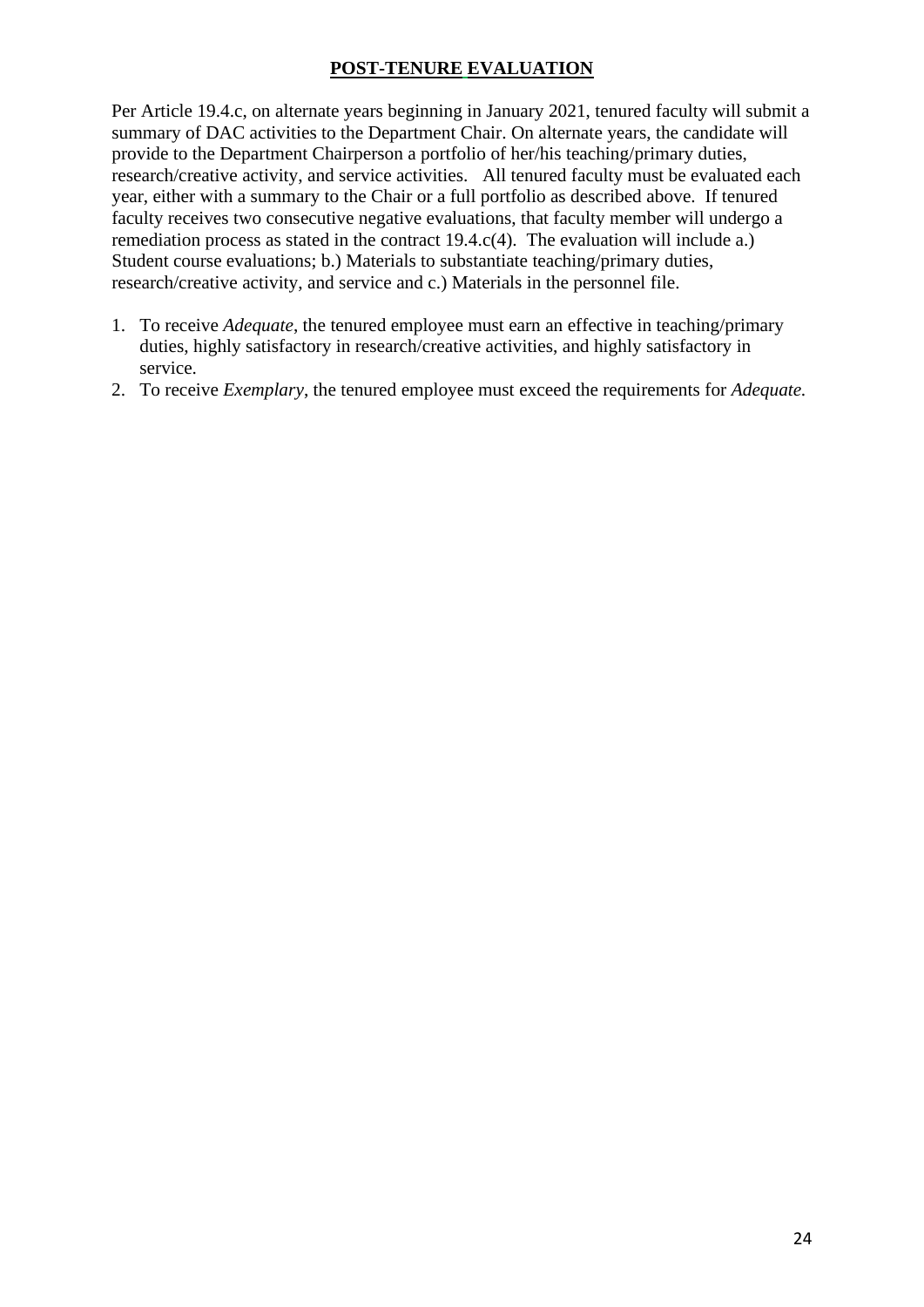## POST-TENURE EVALUATION

Per Article 19.4.c, on alternate years beginning in January 2021, tenured faculty will submit a summary of DAC activities to the Department Chair. On alternate years, the candidate will provide to the Department Chairperson a portfolio of her/his teaching/primary duties, research/creative activity, and service activities. All tenured faculty must be evaluated each year, either with a summary to the Chair or a full portfolio as described above. If tenured faculty receives two consecutive negative evaluations, that faculty member will undergo a remediation process as stated in the contract 19.4.c(4). The evaluation will include a.) Student course evaluations; b.) Materials to substantiate teaching/primary duties, research/creative activity, and service and c.) Materials in the personnel file.

1. To receive *Adequate*, the tenured employee must earn an effective in teaching/primary duties, highly satisfactory in research/creative activities, and highly satisfactory in service.
2. To receive *Exemplary*, the tenured employee must exceed the requirements for *Adequate.*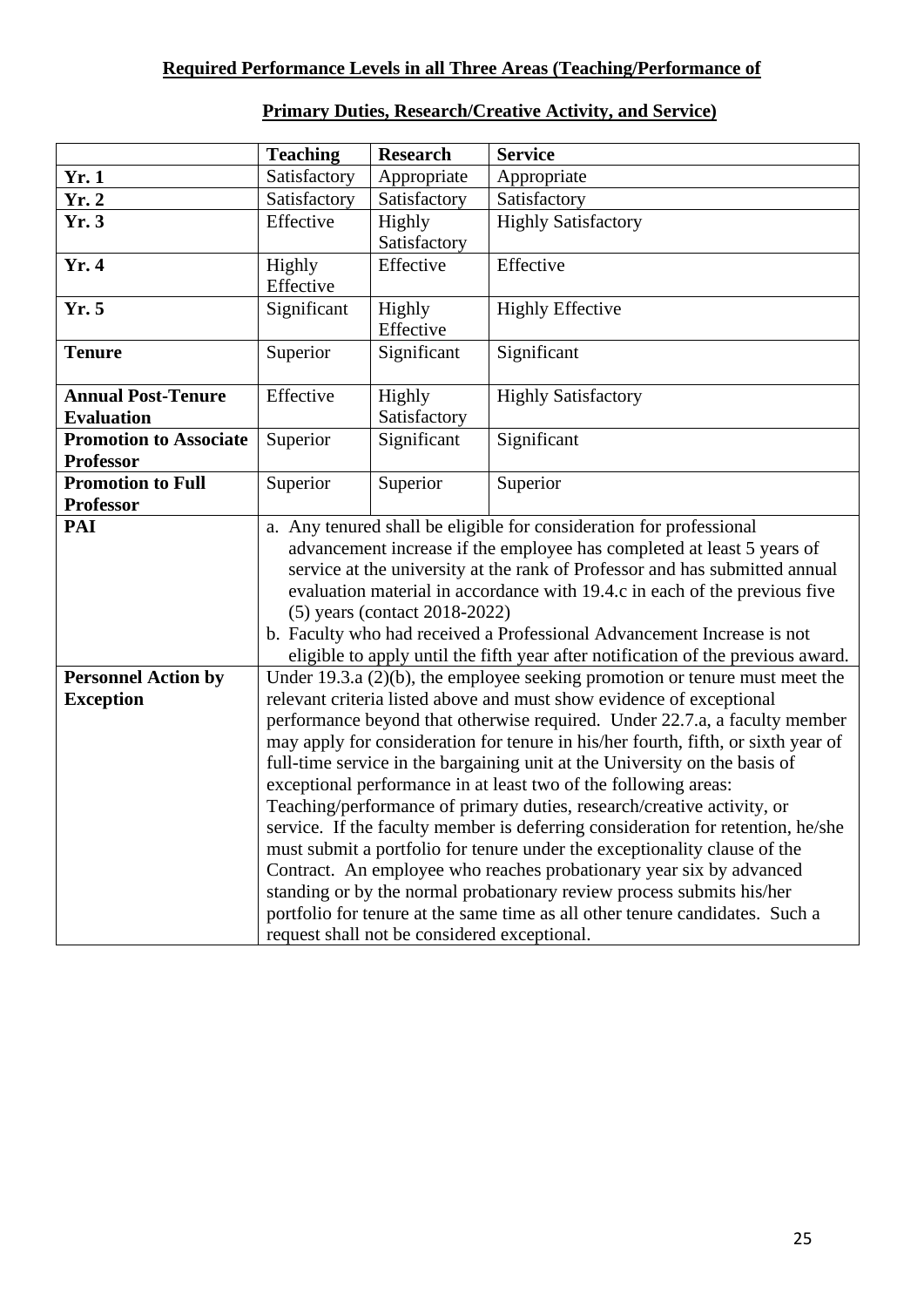**Required Performance Levels in all Three Areas (Teaching/Performance of Primary Duties, Research/Creative Activity, and Service)**

| | Teaching | Research | Service |
|---|---|---|---|
| **Yr. 1** | Satisfactory | Appropriate | Appropriate |
| **Yr. 2** | Satisfactory | Satisfactory | Satisfactory |
| **Yr. 3** | Effective | Highly Satisfactory | Highly Satisfactory |
| **Yr. 4** | Highly Effective | Effective | Effective |
| **Yr. 5** | Significant | Highly Effective | Highly Effective |
| **Tenure** | Superior | Significant | Significant |
| **Annual Post-Tenure Evaluation** | Effective | Highly Satisfactory | Highly Satisfactory |
| **Promotion to Associate Professor** | Superior | Significant | Significant |
| **Promotion to Full Professor** | Superior | Superior | Superior |
| **PAI** | a. Any tenured shall be eligible for consideration for professional advancement increase if the employee has completed at least 5 years of service at the university at the rank of Professor and has submitted annual evaluation material in accordance with 19.4.c in each of the previous five (5) years (contact 2018-2022)<br>b. Faculty who had received a Professional Advancement Increase is not eligible to apply until the fifth year after notification of the previous award. | | |
| **Personnel Action by Exception** | Under 19.3.a (2)(b), the employee seeking promotion or tenure must meet the relevant criteria listed above and must show evidence of exceptional performance beyond that otherwise required. Under 22.7.a, a faculty member may apply for consideration for tenure in his/her fourth, fifth, or sixth year of full-time service in the bargaining unit at the University on the basis of exceptional performance in at least two of the following areas: Teaching/performance of primary duties, research/creative activity, or service. If the faculty member is deferring consideration for retention, he/she must submit a portfolio for tenure under the exceptionality clause of the Contract. An employee who reaches probationary year six by advanced standing or by the normal probationary review process submits his/her portfolio for tenure at the same time as all other tenure candidates. Such a request shall not be considered exceptional. | | |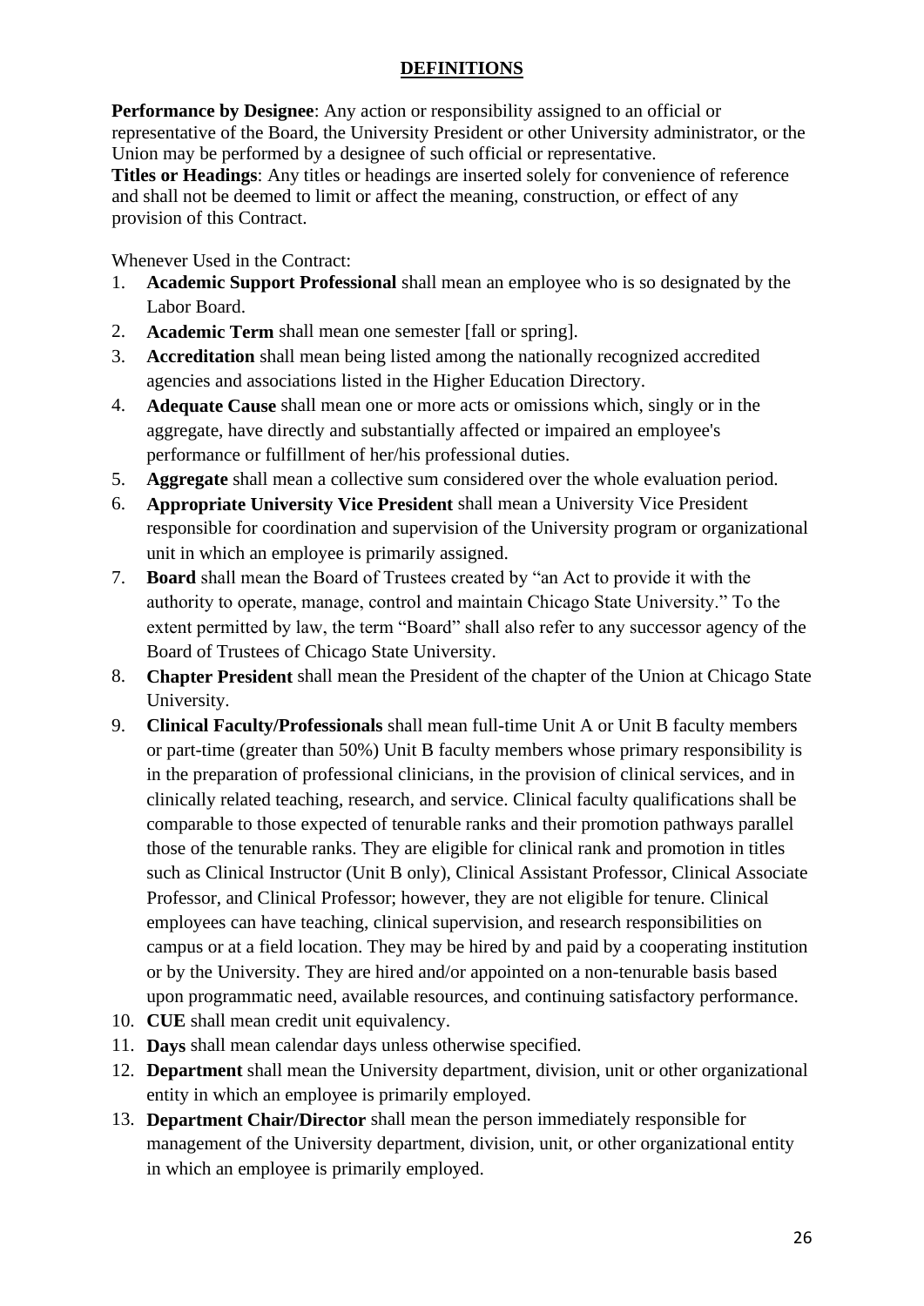## DEFINITIONS

**Performance by Designee**: Any action or responsibility assigned to an official or representative of the Board, the University President or other University administrator, or the Union may be performed by a designee of such official or representative.
**Titles or Headings**: Any titles or headings are inserted solely for convenience of reference and shall not be deemed to limit or affect the meaning, construction, or effect of any provision of this Contract.

Whenever Used in the Contract:

1. **Academic Support Professional** shall mean an employee who is so designated by the Labor Board.
2. **Academic Term** shall mean one semester [fall or spring].
3. **Accreditation** shall mean being listed among the nationally recognized accredited agencies and associations listed in the Higher Education Directory.
4. **Adequate Cause** shall mean one or more acts or omissions which, singly or in the aggregate, have directly and substantially affected or impaired an employee's performance or fulfillment of her/his professional duties.
5. **Aggregate** shall mean a collective sum considered over the whole evaluation period.
6. **Appropriate University Vice President** shall mean a University Vice President responsible for coordination and supervision of the University program or organizational unit in which an employee is primarily assigned.
7. **Board** shall mean the Board of Trustees created by "an Act to provide it with the authority to operate, manage, control and maintain Chicago State University." To the extent permitted by law, the term "Board" shall also refer to any successor agency of the Board of Trustees of Chicago State University.
8. **Chapter President** shall mean the President of the chapter of the Union at Chicago State University.
9. **Clinical Faculty/Professionals** shall mean full-time Unit A or Unit B faculty members or part-time (greater than 50%) Unit B faculty members whose primary responsibility is in the preparation of professional clinicians, in the provision of clinical services, and in clinically related teaching, research, and service. Clinical faculty qualifications shall be comparable to those expected of tenurable ranks and their promotion pathways parallel those of the tenurable ranks. They are eligible for clinical rank and promotion in titles such as Clinical Instructor (Unit B only), Clinical Assistant Professor, Clinical Associate Professor, and Clinical Professor; however, they are not eligible for tenure. Clinical employees can have teaching, clinical supervision, and research responsibilities on campus or at a field location. They may be hired by and paid by a cooperating institution or by the University. They are hired and/or appointed on a non-tenurable basis based upon programmatic need, available resources, and continuing satisfactory performance.
10. **CUE** shall mean credit unit equivalency.
11. **Days** shall mean calendar days unless otherwise specified.
12. **Department** shall mean the University department, division, unit or other organizational entity in which an employee is primarily employed.
13. **Department Chair/Director** shall mean the person immediately responsible for management of the University department, division, unit, or other organizational entity in which an employee is primarily employed.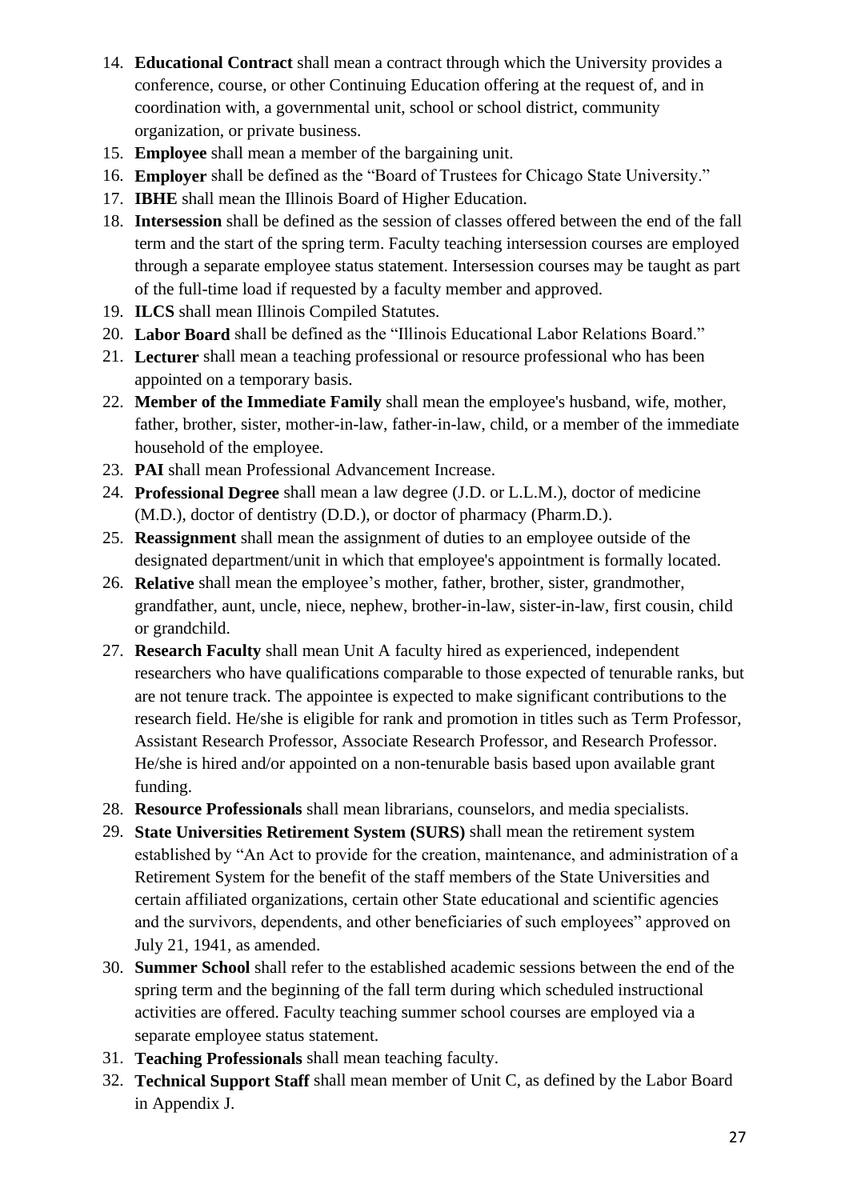14. **Educational Contract** shall mean a contract through which the University provides a conference, course, or other Continuing Education offering at the request of, and in coordination with, a governmental unit, school or school district, community organization, or private business.
15. **Employee** shall mean a member of the bargaining unit.
16. **Employer** shall be defined as the "Board of Trustees for Chicago State University."
17. **IBHE** shall mean the Illinois Board of Higher Education.
18. **Intersession** shall be defined as the session of classes offered between the end of the fall term and the start of the spring term. Faculty teaching intersession courses are employed through a separate employee status statement. Intersession courses may be taught as part of the full-time load if requested by a faculty member and approved.
19. **ILCS** shall mean Illinois Compiled Statutes.
20. **Labor Board** shall be defined as the "Illinois Educational Labor Relations Board."
21. **Lecturer** shall mean a teaching professional or resource professional who has been appointed on a temporary basis.
22. **Member of the Immediate Family** shall mean the employee's husband, wife, mother, father, brother, sister, mother-in-law, father-in-law, child, or a member of the immediate household of the employee.
23. **PAI** shall mean Professional Advancement Increase.
24. **Professional Degree** shall mean a law degree (J.D. or L.L.M.), doctor of medicine (M.D.), doctor of dentistry (D.D.), or doctor of pharmacy (Pharm.D.).
25. **Reassignment** shall mean the assignment of duties to an employee outside of the designated department/unit in which that employee's appointment is formally located.
26. **Relative** shall mean the employee's mother, father, brother, sister, grandmother, grandfather, aunt, uncle, niece, nephew, brother-in-law, sister-in-law, first cousin, child or grandchild.
27. **Research Faculty** shall mean Unit A faculty hired as experienced, independent researchers who have qualifications comparable to those expected of tenurable ranks, but are not tenure track. The appointee is expected to make significant contributions to the research field. He/she is eligible for rank and promotion in titles such as Term Professor, Assistant Research Professor, Associate Research Professor, and Research Professor. He/she is hired and/or appointed on a non-tenurable basis based upon available grant funding.
28. **Resource Professionals** shall mean librarians, counselors, and media specialists.
29. **State Universities Retirement System (SURS)** shall mean the retirement system established by "An Act to provide for the creation, maintenance, and administration of a Retirement System for the benefit of the staff members of the State Universities and certain affiliated organizations, certain other State educational and scientific agencies and the survivors, dependents, and other beneficiaries of such employees" approved on July 21, 1941, as amended.
30. **Summer School** shall refer to the established academic sessions between the end of the spring term and the beginning of the fall term during which scheduled instructional activities are offered. Faculty teaching summer school courses are employed via a separate employee status statement.
31. **Teaching Professionals** shall mean teaching faculty.
32. **Technical Support Staff** shall mean member of Unit C, as defined by the Labor Board in Appendix J.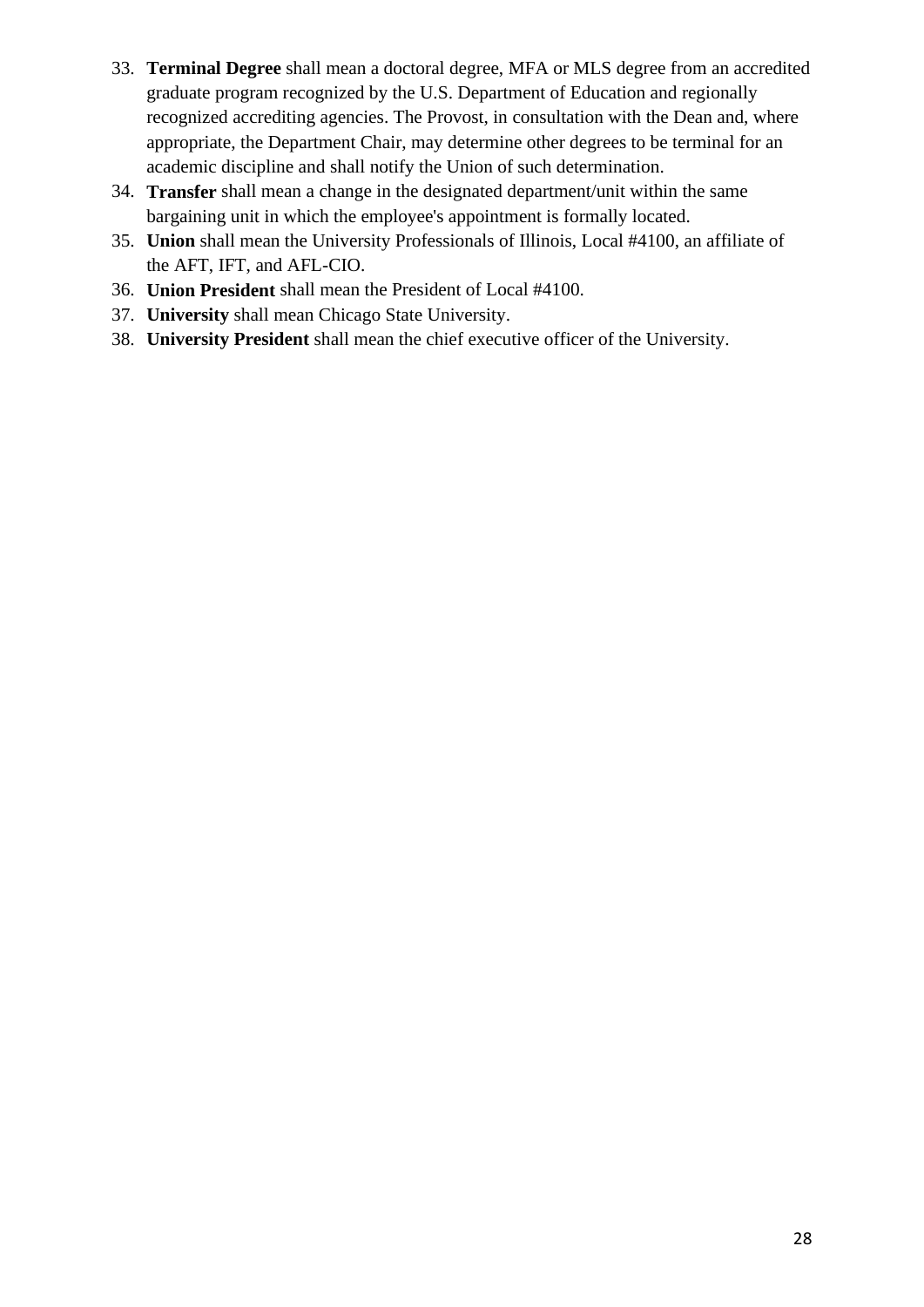33. **Terminal Degree** shall mean a doctoral degree, MFA or MLS degree from an accredited graduate program recognized by the U.S. Department of Education and regionally recognized accrediting agencies. The Provost, in consultation with the Dean and, where appropriate, the Department Chair, may determine other degrees to be terminal for an academic discipline and shall notify the Union of such determination.
34. **Transfer** shall mean a change in the designated department/unit within the same bargaining unit in which the employee's appointment is formally located.
35. **Union** shall mean the University Professionals of Illinois, Local #4100, an affiliate of the AFT, IFT, and AFL-CIO.
36. **Union President** shall mean the President of Local #4100.
37. **University** shall mean Chicago State University.
38. **University President** shall mean the chief executive officer of the University.